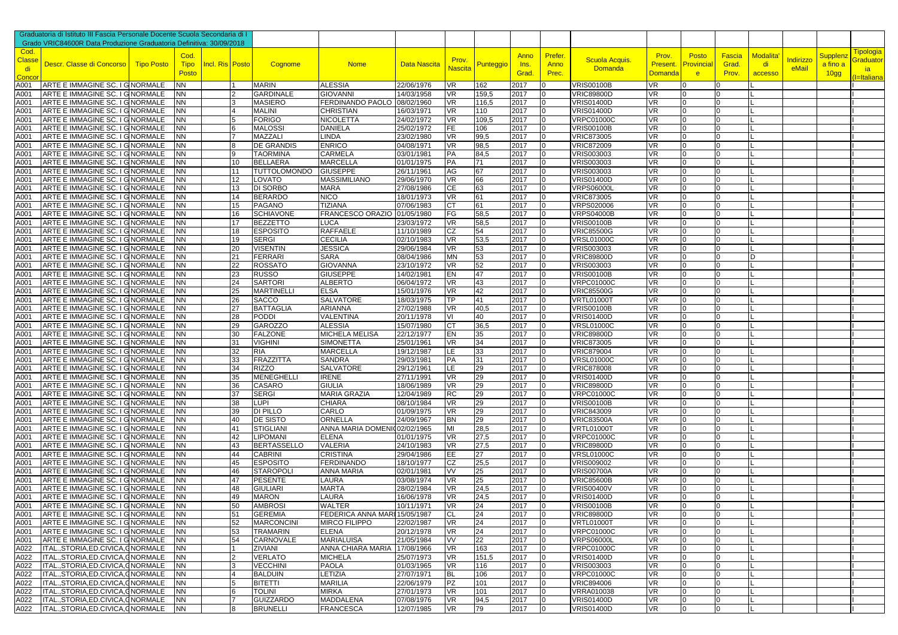Graduatoria di Istituto III Fascia Personale Docente Scuola Secondaria di I Grado VRIC84600R Data Produzione Graduatoria Definitiva: 30/09/2018

| Cod. Classe di Concor | Descr. Classe di Concorso | Tipo Posto | Cod. Tipo Posto | Incl. Ris | Posto | Cognome | Nome | Data Nascita | Prov. Nascita | Punteggio | Anno Ins. Grad. | Prefer. Anno Prec. | Scuola Acquis. Domanda | Prov. Present. Domanda | Posto Provinciale | Fascia Grad. Prov. | Modalita' di accesso | Indirizzo eMail | Supplenza a fino a 10gg | Tipologia Graduatoria (I=Italiana |
|---|---|---|---|---|---|---|---|---|---|---|---|---|---|---|---|---|---|---|---|---|
| A001 | ARTE E IMMAGINE SC. I G | NORMALE | NN | | 1 | MARIN | ALESSIA | 22/06/1976 | VR | 162 | 2017 | 0 | VRIS00100B | VR | 0 | 0 | L | | | I |
| A001 | ARTE E IMMAGINE SC. I G | NORMALE | NN | | 2 | GARDINALE | GIOVANNI | 14/03/1958 | VR | 159,5 | 2017 | 0 | VRIC89800D | VR | 0 | 0 | L | | | I |
| A001 | ARTE E IMMAGINE SC. I G | NORMALE | NN | | 3 | MASIERO | FERDINANDO PAOLO | 08/02/1960 | VR | 116,5 | 2017 | 0 | VRIS01400D | VR | 0 | 0 | L | | | I |
| A001 | ARTE E IMMAGINE SC. I G | NORMALE | NN | | 4 | MALINI | CHRISTIAN | 16/03/1971 | VR | 110 | 2017 | 0 | VRIS01400D | VR | 0 | 0 | L | | | I |
| A001 | ARTE E IMMAGINE SC. I G | NORMALE | NN | | 5 | FORIGO | NICOLETTA | 24/02/1972 | VR | 109,5 | 2017 | 0 | VRPC01000C | VR | 0 | 0 | L | | | I |
| A001 | ARTE E IMMAGINE SC. I G | NORMALE | NN | | 6 | MALOSSI | DANIELA | 25/02/1972 | FE | 106 | 2017 | 0 | VRIS00100B | VR | 0 | 0 | L | | | I |
| A001 | ARTE E IMMAGINE SC. I G | NORMALE | NN | | 7 | MAZZALI | LINDA | 23/02/1980 | VR | 99,5 | 2017 | 0 | VRIC873005 | VR | 0 | 0 | L | | | I |
| A001 | ARTE E IMMAGINE SC. I G | NORMALE | NN | | 8 | DE GRANDIS | ENRICO | 04/08/1971 | VR | 98,5 | 2017 | 0 | VRIC872009 | VR | 0 | 0 | L | | | I |
| A001 | ARTE E IMMAGINE SC. I G | NORMALE | NN | | 9 | TAORMINA | CARMELA | 03/01/1981 | PA | 84,5 | 2017 | 0 | VRIS003003 | VR | 0 | 0 | L | | | I |
| A001 | ARTE E IMMAGINE SC. I G | NORMALE | NN | | 10 | BELLAERA | MARCELLA | 01/01/1975 | PA | 71 | 2017 | 0 | VRIS003003 | VR | 0 | 0 | L | | | I |
| A001 | ARTE E IMMAGINE SC. I G | NORMALE | NN | | 11 | TUTTOLOMONDO | GIUSEPPE | 26/11/1961 | AG | 67 | 2017 | 0 | VRIS003003 | VR | 0 | 0 | L | | | I |
| A001 | ARTE E IMMAGINE SC. I G | NORMALE | NN | | 12 | LOVATO | MASSIMILIANO | 29/06/1970 | VR | 66 | 2017 | 0 | VRIS01400D | VR | 0 | 0 | L | | | I |
| A001 | ARTE E IMMAGINE SC. I G | NORMALE | NN | | 13 | DI SORBO | MARA | 27/08/1986 | CE | 63 | 2017 | 0 | VRPS06000L | VR | 0 | 0 | L | | | I |
| A001 | ARTE E IMMAGINE SC. I G | NORMALE | NN | | 14 | BERARDO | NICO | 18/01/1973 | VR | 61 | 2017 | 0 | VRIC873005 | VR | 0 | 0 | L | | | I |
| A001 | ARTE E IMMAGINE SC. I G | NORMALE | NN | | 15 | PAGANO | TIZIANA | 07/06/1983 | CT | 61 | 2017 | 0 | VRPS020006 | VR | 0 | 0 | L | | | I |
| A001 | ARTE E IMMAGINE SC. I G | NORMALE | NN | | 16 | SCHIAVONE | FRANCESCO ORAZIO | 01/05/1980 | FG | 58,5 | 2017 | 0 | VRPS04000B | VR | 0 | 0 | L | | | I |
| A001 | ARTE E IMMAGINE SC. I G | NORMALE | NN | | 17 | BEZZETTO | LUCA | 23/03/1972 | VR | 58,5 | 2017 | 0 | VRIS00100B | VR | 0 | 0 | L | | | I |
| A001 | ARTE E IMMAGINE SC. I G | NORMALE | NN | | 18 | ESPOSITO | RAFFAELE | 11/10/1989 | CZ | 54 | 2017 | 0 | VRIC85500G | VR | 0 | 0 | L | | | I |
| A001 | ARTE E IMMAGINE SC. I G | NORMALE | NN | | 19 | SERGI | CECILIA | 02/10/1983 | VR | 53,5 | 2017 | 0 | VRSL01000C | VR | 0 | 0 | L | | | I |
| A001 | ARTE E IMMAGINE SC. I G | NORMALE | NN | | 20 | VISENTIN | JESSICA | 29/06/1984 | VR | 53 | 2017 | 0 | VRIS003003 | VR | 0 | 0 | L | | | I |
| A001 | ARTE E IMMAGINE SC. I G | NORMALE | NN | | 21 | FERRARI | SARA | 08/04/1986 | MN | 53 | 2017 | 0 | VRIC89800D | VR | 0 | 0 | D | | | I |
| A001 | ARTE E IMMAGINE SC. I G | NORMALE | NN | | 22 | ROSSATO | GIOVANNA | 23/10/1972 | VR | 52 | 2017 | 0 | VRIS003003 | VR | 0 | 0 | L | | | I |
| A001 | ARTE E IMMAGINE SC. I G | NORMALE | NN | | 23 | RUSSO | GIUSEPPE | 14/02/1981 | EN | 47 | 2017 | 0 | VRIS00100B | VR | 0 | 0 | L | | | I |
| A001 | ARTE E IMMAGINE SC. I G | NORMALE | NN | | 24 | SARTORI | ALBERTO | 06/04/1972 | VR | 43 | 2017 | 0 | VRPC01000C | VR | 0 | 0 | L | | | I |
| A001 | ARTE E IMMAGINE SC. I G | NORMALE | NN | | 25 | MARTINELLI | ELSA | 15/01/1976 | VR | 42 | 2017 | 0 | VRIC85500G | VR | 0 | 0 | L | | | I |
| A001 | ARTE E IMMAGINE SC. I G | NORMALE | NN | | 26 | SACCO | SALVATORE | 18/03/1975 | TP | 41 | 2017 | 0 | VRTL01000T | VR | 0 | 0 | L | | | I |
| A001 | ARTE E IMMAGINE SC. I G | NORMALE | NN | | 27 | BATTAGLIA | ARIANNA | 27/02/1988 | VR | 40,5 | 2017 | 0 | VRIS00100B | VR | 0 | 0 | L | | | I |
| A001 | ARTE E IMMAGINE SC. I G | NORMALE | NN | | 28 | PODDI | VALENTINA | 20/11/1978 | VI | 40 | 2017 | 0 | VRIS01400D | VR | 0 | 0 | L | | | I |
| A001 | ARTE E IMMAGINE SC. I G | NORMALE | NN | | 29 | GAROZZO | ALESSIA | 15/07/1980 | CT | 36,5 | 2017 | 0 | VRSL01000C | VR | 0 | 0 | L | | | I |
| A001 | ARTE E IMMAGINE SC. I G | NORMALE | NN | | 30 | FALZONE | MICHELA MELISA | 22/12/1977 | EN | 35 | 2017 | 0 | VRIC89800D | VR | 0 | 0 | L | | | I |
| A001 | ARTE E IMMAGINE SC. I G | NORMALE | NN | | 31 | VIGHINI | SIMONETTA | 25/01/1961 | VR | 34 | 2017 | 0 | VRIC873005 | VR | 0 | 0 | L | | | I |
| A001 | ARTE E IMMAGINE SC. I G | NORMALE | NN | | 32 | RIA | MARCELLA | 19/12/1987 | LE | 33 | 2017 | 0 | VRIC879004 | VR | 0 | 0 | L | | | I |
| A001 | ARTE E IMMAGINE SC. I G | NORMALE | NN | | 33 | FRAZZITTA | SANDRA | 29/03/1981 | PA | 31 | 2017 | 0 | VRSL01000C | VR | 0 | 0 | L | | | I |
| A001 | ARTE E IMMAGINE SC. I G | NORMALE | NN | | 34 | RIZZO | SALVATORE | 29/12/1961 | LE | 29 | 2017 | 0 | VRIC878008 | VR | 0 | 0 | L | | | I |
| A001 | ARTE E IMMAGINE SC. I G | NORMALE | NN | | 35 | MENEGHELLI | IRENE | 27/11/1991 | VR | 29 | 2017 | 0 | VRIS01400D | VR | 0 | 0 | L | | | I |
| A001 | ARTE E IMMAGINE SC. I G | NORMALE | NN | | 36 | CASARO | GIULIA | 18/06/1989 | VR | 29 | 2017 | 0 | VRIC89800D | VR | 0 | 0 | L | | | I |
| A001 | ARTE E IMMAGINE SC. I G | NORMALE | NN | | 37 | SERGI | MARIA GRAZIA | 12/04/1989 | RC | 29 | 2017 | 0 | VRPC01000C | VR | 0 | 0 | L | | | I |
| A001 | ARTE E IMMAGINE SC. I G | NORMALE | NN | | 38 | LUPI | CHIARA | 08/10/1984 | VR | 29 | 2017 | 0 | VRIS00100B | VR | 0 | 0 | L | | | I |
| A001 | ARTE E IMMAGINE SC. I G | NORMALE | NN | | 39 | DI PILLO | CARLO | 01/09/1975 | VR | 29 | 2017 | 0 | VRIC843009 | VR | 0 | 0 | L | | | I |
| A001 | ARTE E IMMAGINE SC. I G | NORMALE | NN | | 40 | DE SISTO | ORNELLA | 24/09/1967 | BN | 29 | 2017 | 0 | VRIC83500A | VR | 0 | 0 | L | | | I |
| A001 | ARTE E IMMAGINE SC. I G | NORMALE | NN | | 41 | STIGLIANI | ANNA MARIA DOMENI | 02/02/1965 | MI | 28,5 | 2017 | 0 | VRTL01000T | VR | 0 | 0 | L | | | I |
| A001 | ARTE E IMMAGINE SC. I G | NORMALE | NN | | 42 | LIPOMANI | ELENA | 01/01/1975 | VR | 27,5 | 2017 | 0 | VRPC01000C | VR | 0 | 0 | L | | | I |
| A001 | ARTE E IMMAGINE SC. I G | NORMALE | NN | | 43 | BERTASSELLO | VALERIA | 24/10/1983 | VR | 27,5 | 2017 | 0 | VRIC89800D | VR | 0 | 0 | L | | | I |
| A001 | ARTE E IMMAGINE SC. I G | NORMALE | NN | | 44 | CABRINI | CRISTINA | 29/04/1986 | EE | 27 | 2017 | 0 | VRSL01000C | VR | 0 | 0 | L | | | I |
| A001 | ARTE E IMMAGINE SC. I G | NORMALE | NN | | 45 | ESPOSITO | FERDINANDO | 18/10/1977 | CZ | 25,5 | 2017 | 0 | VRIS009002 | VR | 0 | 0 | L | | | I |
| A001 | ARTE E IMMAGINE SC. I G | NORMALE | NN | | 46 | STAROPOLI | ANNA MARIA | 02/01/1981 | VV | 25 | 2017 | 0 | VRIS00700A | VR | 0 | 0 | L | | | I |
| A001 | ARTE E IMMAGINE SC. I G | NORMALE | NN | | 47 | PESENTE | LAURA | 03/08/1974 | VR | 25 | 2017 | 0 | VRIC85600B | VR | 0 | 0 | L | | | I |
| A001 | ARTE E IMMAGINE SC. I G | NORMALE | NN | | 48 | GIULIARI | MARTA | 28/02/1984 | VR | 24,5 | 2017 | 0 | VRIS00400V | VR | 0 | 0 | L | | | I |
| A001 | ARTE E IMMAGINE SC. I G | NORMALE | NN | | 49 | MARON | LAURA | 16/06/1978 | VR | 24,5 | 2017 | 0 | VRIS01400D | VR | 0 | 0 | L | | | I |
| A001 | ARTE E IMMAGINE SC. I G | NORMALE | NN | | 50 | AMBROSI | WALTER | 10/11/1971 | VR | 24 | 2017 | 0 | VRIS00100B | VR | 0 | 0 | L | | | I |
| A001 | ARTE E IMMAGINE SC. I G | NORMALE | NN | | 51 | GEREMIA | FEDERICA ANNA MAR | 15/05/1987 | CL | 24 | 2017 | 0 | VRIC89800D | VR | 0 | 0 | L | | | I |
| A001 | ARTE E IMMAGINE SC. I G | NORMALE | NN | | 52 | MARCONCINI | MIRCO FILIPPO | 22/02/1987 | VR | 24 | 2017 | 0 | VRTL01000T | VR | 0 | 0 | L | | | I |
| A001 | ARTE E IMMAGINE SC. I G | NORMALE | NN | | 53 | TRAMARIN | ELENA | 20/12/1978 | VR | 24 | 2017 | 0 | VRPC01000C | VR | 0 | 0 | L | | | I |
| A001 | ARTE E IMMAGINE SC. I G | NORMALE | NN | | 54 | CARNOVALE | MARIALUISA | 21/05/1984 | VV | 22 | 2017 | 0 | VRPS06000L | VR | 0 | 0 | L | | | I |
| A022 | ITAL.,STORIA,ED.CIVICA,G | NORMALE | NN | | 1 | ZIVIANI | ANNA CHIARA MARIA | 17/08/1966 | VR | 163 | 2017 | 0 | VRPC01000C | VR | 0 | 0 | L | | | I |
| A022 | ITAL.,STORIA,ED.CIVICA,G | NORMALE | NN | | 2 | VERLATO | MICHELA | 25/07/1973 | VR | 151,5 | 2017 | 0 | VRIS01400D | VR | 0 | 0 | L | | | I |
| A022 | ITAL.,STORIA,ED.CIVICA,G | NORMALE | NN | | 3 | VECCHINI | PAOLA | 01/03/1965 | VR | 116 | 2017 | 0 | VRIS003003 | VR | 0 | 0 | L | | | I |
| A022 | ITAL.,STORIA,ED.CIVICA,G | NORMALE | NN | | 4 | BALDUIN | LETIZIA | 27/07/1971 | BL | 106 | 2017 | 0 | VRPC01000C | VR | 0 | 0 | L | | | I |
| A022 | ITAL.,STORIA,ED.CIVICA,G | NORMALE | NN | | 5 | BITETTI | MARILIA | 22/06/1979 | PZ | 101 | 2017 | 0 | VRIC894006 | VR | 0 | 0 | L | | | I |
| A022 | ITAL.,STORIA,ED.CIVICA,G | NORMALE | NN | | 6 | TOLINI | MIRKA | 27/01/1973 | VR | 101 | 2017 | 0 | VRRA010038 | VR | 0 | 0 | L | | | I |
| A022 | ITAL.,STORIA,ED.CIVICA,G | NORMALE | NN | | 7 | GUIZZARDO | MADDALENA | 07/08/1976 | VR | 94,5 | 2017 | 0 | VRIS01400D | VR | 0 | 0 | L | | | I |
| A022 | ITAL.,STORIA,ED.CIVICA,G | NORMALE | NN | | 8 | BRUNELLI | FRANCESCA | 12/07/1985 | VR | 79 | 2017 | 0 | VRIS01400D | VR | 0 | 0 | L | | | I |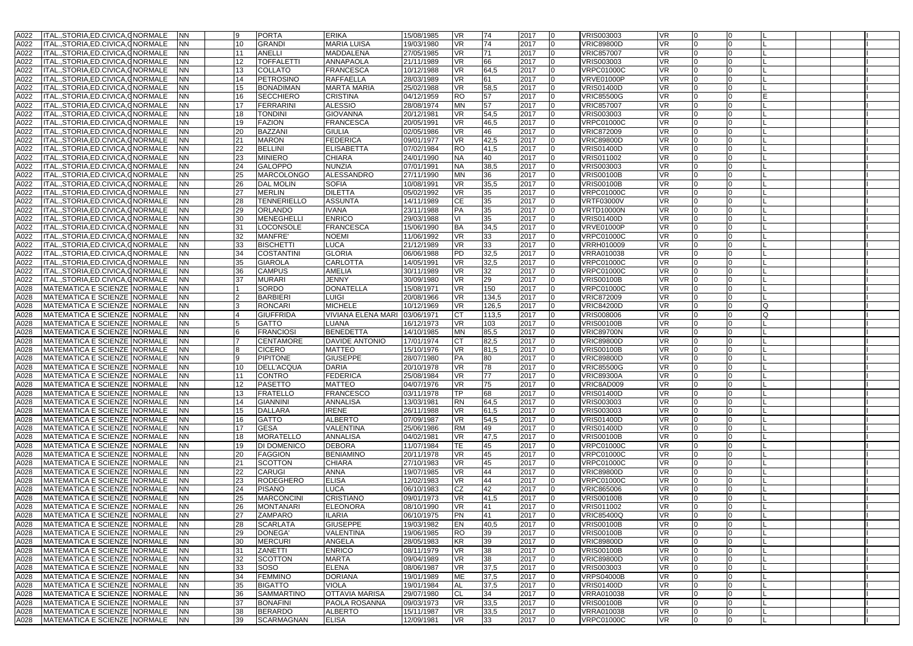| | | | | | | | | | | | | | | | | | | | | | |
|---|---|---|---|---|---|---|---|---|---|---|---|---|---|---|---|---|---|---|---|---|---|
| A022 | ITAL.,STORIA,ED.CIVICA,G | NORMALE | NN | | 9 | PORTA | ERIKA | 15/08/1985 | VR | 74 | 2017 | 0 | VRIS003003 | VR | 0 | 0 | L | | | | I |
| A022 | ITAL.,STORIA,ED.CIVICA,G | NORMALE | NN | | 10 | GRANDI | MARIA LUISA | 19/03/1980 | VR | 74 | 2017 | 0 | VRIC89800D | VR | 0 | 0 | L | | | | I |
| A022 | ITAL.,STORIA,ED.CIVICA,G | NORMALE | NN | | 11 | ANELLI | MADDALENA | 27/05/1985 | VR | 71 | 2017 | 0 | VRIC857007 | VR | 0 | 0 | L | | | | I |
| A022 | ITAL.,STORIA,ED.CIVICA,G | NORMALE | NN | | 12 | TOFFALETTI | ANNAPAOLA | 21/11/1989 | VR | 66 | 2017 | 0 | VRIS003003 | VR | 0 | 0 | L | | | | I |
| A022 | ITAL.,STORIA,ED.CIVICA,G | NORMALE | NN | | 13 | COLLATO | FRANCESCA | 10/12/1988 | VR | 64,5 | 2017 | 0 | VRPC01000C | VR | 0 | 0 | L | | | | I |
| A022 | ITAL.,STORIA,ED.CIVICA,G | NORMALE | NN | | 14 | PETROSINO | RAFFAELLA | 28/03/1989 | VR | 61 | 2017 | 0 | VRVE01000P | VR | 0 | 0 | L | | | | I |
| A022 | ITAL.,STORIA,ED.CIVICA,G | NORMALE | NN | | 15 | BONADIMAN | MARTA MARIA | 25/02/1988 | VR | 58,5 | 2017 | 0 | VRIS01400D | VR | 0 | 0 | L | | | | I |
| A022 | ITAL.,STORIA,ED.CIVICA,G | NORMALE | NN | | 16 | SECCHIERO | CRISTINA | 04/12/1959 | RO | 57 | 2017 | 0 | VRIC85500G | VR | 0 | 0 | E | | | | I |
| A022 | ITAL.,STORIA,ED.CIVICA,G | NORMALE | NN | | 17 | FERRARINI | ALESSIO | 28/08/1974 | MN | 57 | 2017 | 0 | VRIC857007 | VR | 0 | 0 | L | | | | I |
| A022 | ITAL.,STORIA,ED.CIVICA,G | NORMALE | NN | | 18 | TONDINI | GIOVANNA | 20/12/1981 | VR | 54,5 | 2017 | 0 | VRIS003003 | VR | 0 | 0 | L | | | | I |
| A022 | ITAL.,STORIA,ED.CIVICA,G | NORMALE | NN | | 19 | FAZION | FRANCESCA | 20/05/1991 | VR | 46,5 | 2017 | 0 | VRPC01000C | VR | 0 | 0 | L | | | | I |
| A022 | ITAL.,STORIA,ED.CIVICA,G | NORMALE | NN | | 20 | BAZZANI | GIULIA | 02/05/1986 | VR | 46 | 2017 | 0 | VRIC872009 | VR | 0 | 0 | L | | | | I |
| A022 | ITAL.,STORIA,ED.CIVICA,G | NORMALE | NN | | 21 | MARON | FEDERICA | 09/01/1977 | VR | 42,5 | 2017 | 0 | VRIC89800D | VR | 0 | 0 | L | | | | I |
| A022 | ITAL.,STORIA,ED.CIVICA,G | NORMALE | NN | | 22 | BELLINI | ELISABETTA | 07/02/1984 | RO | 41,5 | 2017 | 0 | VRIS01400D | VR | 0 | 0 | L | | | | I |
| A022 | ITAL.,STORIA,ED.CIVICA,G | NORMALE | NN | | 23 | MINIERO | CHIARA | 24/01/1990 | NA | 40 | 2017 | 0 | VRIS011002 | VR | 0 | 0 | L | | | | I |
| A022 | ITAL.,STORIA,ED.CIVICA,G | NORMALE | NN | | 24 | GALOPPO | NUNZIA | 07/01/1991 | NA | 38,5 | 2017 | 0 | VRIS003003 | VR | 0 | 0 | L | | | | I |
| A022 | ITAL.,STORIA,ED.CIVICA,G | NORMALE | NN | | 25 | MARCOLONGO | ALESSANDRO | 27/11/1990 | MN | 36 | 2017 | 0 | VRIS00100B | VR | 0 | 0 | L | | | | I |
| A022 | ITAL.,STORIA,ED.CIVICA,G | NORMALE | NN | | 26 | DAL MOLIN | SOFIA | 10/08/1991 | VR | 35,5 | 2017 | 0 | VRIS00100B | VR | 0 | 0 | L | | | | I |
| A022 | ITAL.,STORIA,ED.CIVICA,G | NORMALE | NN | | 27 | MERLIN | DILETTA | 05/02/1992 | VR | 35 | 2017 | 0 | VRPC01000C | VR | 0 | 0 | L | | | | I |
| A022 | ITAL.,STORIA,ED.CIVICA,G | NORMALE | NN | | 28 | TENNERIELLO | ASSUNTA | 14/11/1989 | CE | 35 | 2017 | 0 | VRTF03000V | VR | 0 | 0 | L | | | | I |
| A022 | ITAL.,STORIA,ED.CIVICA,G | NORMALE | NN | | 29 | ORLANDO | IVANA | 23/11/1988 | PA | 35 | 2017 | 0 | VRTD10000N | VR | 0 | 0 | L | | | | I |
| A022 | ITAL.,STORIA,ED.CIVICA,G | NORMALE | NN | | 30 | MENEGHELLI | ENRICO | 29/03/1988 | VI | 35 | 2017 | 0 | VRIS01400D | VR | 0 | 0 | L | | | | I |
| A022 | ITAL.,STORIA,ED.CIVICA,G | NORMALE | NN | | 31 | LOCONSOLE | FRANCESCA | 15/06/1990 | BA | 34,5 | 2017 | 0 | VRVE01000P | VR | 0 | 0 | L | | | | I |
| A022 | ITAL.,STORIA,ED.CIVICA,G | NORMALE | NN | | 32 | MANFRE' | NOEMI | 11/06/1992 | VR | 33 | 2017 | 0 | VRPC01000C | VR | 0 | 0 | L | | | | I |
| A022 | ITAL.,STORIA,ED.CIVICA,G | NORMALE | NN | | 33 | BISCHETTI | LUCA | 21/12/1989 | VR | 33 | 2017 | 0 | VRRH010009 | VR | 0 | 0 | L | | | | I |
| A022 | ITAL.,STORIA,ED.CIVICA,G | NORMALE | NN | | 34 | COSTANTINI | GLORIA | 06/06/1988 | PD | 32,5 | 2017 | 0 | VRRA010038 | VR | 0 | 0 | L | | | | I |
| A022 | ITAL.,STORIA,ED.CIVICA,G | NORMALE | NN | | 35 | GIAROLA | CARLOTTA | 14/05/1991 | VR | 32,5 | 2017 | 0 | VRPC01000C | VR | 0 | 0 | L | | | | I |
| A022 | ITAL.,STORIA,ED.CIVICA,G | NORMALE | NN | | 36 | CAMPUS | AMELIA | 30/11/1989 | VR | 32 | 2017 | 0 | VRPC01000C | VR | 0 | 0 | L | | | | I |
| A022 | ITAL.,STORIA,ED.CIVICA,G | NORMALE | NN | | 37 | MURARI | JENNY | 30/09/1980 | VR | 29 | 2017 | 0 | VRIS00100B | VR | 0 | 0 | L | | | | I |
| A028 | MATEMATICA E SCIENZE | NORMALE | NN | | 1 | SORDO | DONATELLA | 15/08/1971 | VR | 150 | 2017 | 0 | VRPC01000C | VR | 0 | 0 | L | | | | I |
| A028 | MATEMATICA E SCIENZE | NORMALE | NN | | 2 | BARBIERI | LUIGI | 20/08/1966 | VR | 134,5 | 2017 | 0 | VRIC872009 | VR | 0 | 0 | L | | | | I |
| A028 | MATEMATICA E SCIENZE | NORMALE | NN | | 3 | RONCARI | MICHELE | 10/12/1969 | VR | 126,5 | 2017 | 0 | VRIC84200D | VR | 0 | 0 | Q | | | | I |
| A028 | MATEMATICA E SCIENZE | NORMALE | NN | | 4 | GIUFFRIDA | VIVIANA ELENA MARI | 03/06/1971 | CT | 113,5 | 2017 | 0 | VRIS008006 | VR | 0 | 0 | Q | | | | I |
| A028 | MATEMATICA E SCIENZE | NORMALE | NN | | 5 | GATTO | LUANA | 16/12/1973 | VR | 103 | 2017 | 0 | VRIS00100B | VR | 0 | 0 | L | | | | I |
| A028 | MATEMATICA E SCIENZE | NORMALE | NN | | 6 | FRANCIOSI | BENEDETTA | 14/10/1985 | MN | 85,5 | 2017 | 0 | VRIC89700N | VR | 0 | 0 | L | | | | I |
| A028 | MATEMATICA E SCIENZE | NORMALE | NN | | 7 | CENTAMORE | DAVIDE ANTONIO | 17/01/1974 | CT | 82,5 | 2017 | 0 | VRIC89800D | VR | 0 | 0 | L | | | | I |
| A028 | MATEMATICA E SCIENZE | NORMALE | NN | | 8 | CICERO | MATTEO | 15/10/1976 | VR | 81,5 | 2017 | 0 | VRIS00100B | VR | 0 | 0 | L | | | | I |
| A028 | MATEMATICA E SCIENZE | NORMALE | NN | | 9 | PIPITONE | GIUSEPPE | 28/07/1980 | PA | 80 | 2017 | 0 | VRIC89800D | VR | 0 | 0 | L | | | | I |
| A028 | MATEMATICA E SCIENZE | NORMALE | NN | | 10 | DELL'ACQUA | DARIA | 20/10/1978 | VR | 78 | 2017 | 0 | VRIC85500G | VR | 0 | 0 | L | | | | I |
| A028 | MATEMATICA E SCIENZE | NORMALE | NN | | 11 | CONTRO | FEDERICA | 25/08/1984 | VR | 77 | 2017 | 0 | VRIC89300A | VR | 0 | 0 | L | | | | I |
| A028 | MATEMATICA E SCIENZE | NORMALE | NN | | 12 | PASETTO | MATTEO | 04/07/1976 | VR | 75 | 2017 | 0 | VRIC8AD009 | VR | 0 | 0 | L | | | | I |
| A028 | MATEMATICA E SCIENZE | NORMALE | NN | | 13 | FRATELLO | FRANCESCO | 03/11/1978 | TP | 68 | 2017 | 0 | VRIS01400D | VR | 0 | 0 | L | | | | I |
| A028 | MATEMATICA E SCIENZE | NORMALE | NN | | 14 | GIANNINI | ANNALISA | 13/03/1981 | RN | 64,5 | 2017 | 0 | VRIS003003 | VR | 0 | 0 | L | | | | I |
| A028 | MATEMATICA E SCIENZE | NORMALE | NN | | 15 | DALLARA | IRENE | 26/11/1988 | VR | 61,5 | 2017 | 0 | VRIS003003 | VR | 0 | 0 | L | | | | I |
| A028 | MATEMATICA E SCIENZE | NORMALE | NN | | 16 | GATTO | ALBERTO | 07/09/1987 | VR | 54,5 | 2017 | 0 | VRIS01400D | VR | 0 | 0 | L | | | | I |
| A028 | MATEMATICA E SCIENZE | NORMALE | NN | | 17 | GESA | VALENTINA | 25/06/1986 | RM | 49 | 2017 | 0 | VRIS01400D | VR | 0 | 0 | L | | | | I |
| A028 | MATEMATICA E SCIENZE | NORMALE | NN | | 18 | MORATELLO | ANNALISA | 04/02/1981 | VR | 47,5 | 2017 | 0 | VRIS00100B | VR | 0 | 0 | L | | | | I |
| A028 | MATEMATICA E SCIENZE | NORMALE | NN | | 19 | DI DOMENICO | DEBORA | 11/07/1984 | TE | 45 | 2017 | 0 | VRPC01000C | VR | 0 | 0 | L | | | | I |
| A028 | MATEMATICA E SCIENZE | NORMALE | NN | | 20 | FAGGION | BENIAMINO | 20/11/1978 | VR | 45 | 2017 | 0 | VRPC01000C | VR | 0 | 0 | L | | | | I |
| A028 | MATEMATICA E SCIENZE | NORMALE | NN | | 21 | SCOTTON | CHIARA | 27/10/1983 | VR | 45 | 2017 | 0 | VRPC01000C | VR | 0 | 0 | L | | | | I |
| A028 | MATEMATICA E SCIENZE | NORMALE | NN | | 22 | CARUGI | ANNA | 19/07/1985 | VR | 44 | 2017 | 0 | VRIC89800D | VR | 0 | 0 | L | | | | I |
| A028 | MATEMATICA E SCIENZE | NORMALE | NN | | 23 | RODEGHERO | ELISA | 12/02/1983 | VR | 44 | 2017 | 0 | VRPC01000C | VR | 0 | 0 | L | | | | I |
| A028 | MATEMATICA E SCIENZE | NORMALE | NN | | 24 | PISANO | LUCA | 06/10/1983 | CZ | 42 | 2017 | 0 | VRIC865006 | VR | 0 | 0 | L | | | | I |
| A028 | MATEMATICA E SCIENZE | NORMALE | NN | | 25 | MARCONCINI | CRISTIANO | 09/01/1973 | VR | 41,5 | 2017 | 0 | VRIS00100B | VR | 0 | 0 | L | | | | I |
| A028 | MATEMATICA E SCIENZE | NORMALE | NN | | 26 | MONTANARI | ELEONORA | 08/10/1990 | VR | 41 | 2017 | 0 | VRIS011002 | VR | 0 | 0 | L | | | | I |
| A028 | MATEMATICA E SCIENZE | NORMALE | NN | | 27 | ZAMPARO | ILARIA | 06/10/1975 | PN | 41 | 2017 | 0 | VRIC85400Q | VR | 0 | 0 | L | | | | I |
| A028 | MATEMATICA E SCIENZE | NORMALE | NN | | 28 | SCARLATA | GIUSEPPE | 19/03/1982 | EN | 40,5 | 2017 | 0 | VRIS00100B | VR | 0 | 0 | L | | | | I |
| A028 | MATEMATICA E SCIENZE | NORMALE | NN | | 29 | DONEGA' | VALENTINA | 19/06/1985 | RO | 39 | 2017 | 0 | VRIS00100B | VR | 0 | 0 | L | | | | I |
| A028 | MATEMATICA E SCIENZE | NORMALE | NN | | 30 | MERCURI | ANGELA | 28/05/1983 | KR | 39 | 2017 | 0 | VRIC89800D | VR | 0 | 0 | L | | | | I |
| A028 | MATEMATICA E SCIENZE | NORMALE | NN | | 31 | ZANETTI | ENRICO | 08/11/1979 | VR | 38 | 2017 | 0 | VRIS00100B | VR | 0 | 0 | L | | | | I |
| A028 | MATEMATICA E SCIENZE | NORMALE | NN | | 32 | SCOTTON | MARTA | 09/04/1989 | VR | 38 | 2017 | 0 | VRIC89800D | VR | 0 | 0 | L | | | | I |
| A028 | MATEMATICA E SCIENZE | NORMALE | NN | | 33 | SOSO | ELENA | 08/06/1987 | VR | 37,5 | 2017 | 0 | VRIS003003 | VR | 0 | 0 | L | | | | I |
| A028 | MATEMATICA E SCIENZE | NORMALE | NN | | 34 | FEMMINO | DORIANA | 19/01/1989 | ME | 37,5 | 2017 | 0 | VRPS04000B | VR | 0 | 0 | L | | | | I |
| A028 | MATEMATICA E SCIENZE | NORMALE | NN | | 35 | BIGATTO | VIOLA | 19/01/1984 | AL | 37,5 | 2017 | 0 | VRIS01400D | VR | 0 | 0 | L | | | | I |
| A028 | MATEMATICA E SCIENZE | NORMALE | NN | | 36 | SAMMARTINO | OTTAVIA MARISA | 29/07/1980 | CL | 34 | 2017 | 0 | VRRA010038 | VR | 0 | 0 | L | | | | I |
| A028 | MATEMATICA E SCIENZE | NORMALE | NN | | 37 | BONAFINI | PAOLA ROSANNA | 09/03/1973 | VR | 33,5 | 2017 | 0 | VRIS00100B | VR | 0 | 0 | L | | | | I |
| A028 | MATEMATICA E SCIENZE | NORMALE | NN | | 38 | BERARDO | ALBERTO | 15/11/1987 | VR | 33,5 | 2017 | 0 | VRRA010038 | VR | 0 | 0 | L | | | | I |
| A028 | MATEMATICA E SCIENZE | NORMALE | NN | | 39 | SCARMAGNAN | ELISA | 12/09/1981 | VR | 33 | 2017 | 0 | VRPC01000C | VR | 0 | 0 | L | | | | I |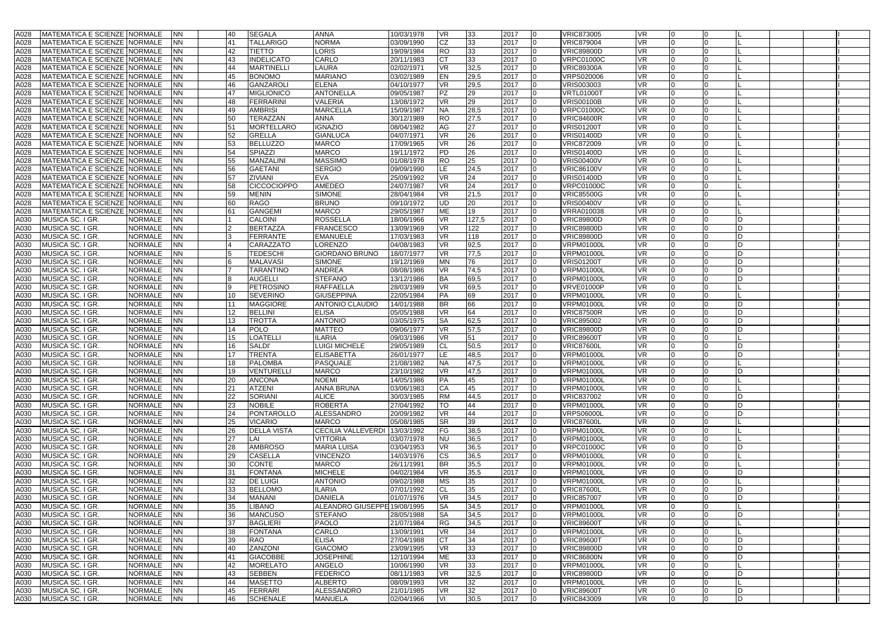| A028 | MATEMATICA E SCIENZE | NORMALE | NN | | 40 | SEGALA | ANNA | 10/03/1978 | VR | 33 | 2017 | 0 | VRIC873005 | VR | 0 | 0 | L | | | I |
|---|---|---|---|---|---|---|---|---|---|---|---|---|---|---|---|---|---|---|---|---|
| A028 | MATEMATICA E SCIENZE | NORMALE | NN | | 41 | TALLARIGO | NORMA | 03/09/1990 | CZ | 33 | 2017 | 0 | VRIC879004 | VR | 0 | 0 | L | | | I |
| A028 | MATEMATICA E SCIENZE | NORMALE | NN | | 42 | TIETTO | LORIS | 19/09/1984 | RO | 33 | 2017 | 0 | VRIC89800D | VR | 0 | 0 | L | | | I |
| A028 | MATEMATICA E SCIENZE | NORMALE | NN | | 43 | INDELICATO | CARLO | 20/11/1983 | CT | 33 | 2017 | 0 | VRPC01000C | VR | 0 | 0 | L | | | I |
| A028 | MATEMATICA E SCIENZE | NORMALE | NN | | 44 | MARTINELLI | LAURA | 02/02/1971 | VR | 32,5 | 2017 | 0 | VRIC89300A | VR | 0 | 0 | L | | | I |
| A028 | MATEMATICA E SCIENZE | NORMALE | NN | | 45 | BONOMO | MARIANO | 03/02/1989 | EN | 29,5 | 2017 | 0 | VRPS020006 | VR | 0 | 0 | L | | | I |
| A028 | MATEMATICA E SCIENZE | NORMALE | NN | | 46 | GANZAROLI | ELENA | 04/10/1977 | VR | 29,5 | 2017 | 0 | VRIS003003 | VR | 0 | 0 | L | | | I |
| A028 | MATEMATICA E SCIENZE | NORMALE | NN | | 47 | MIGLIONICO | ANTONELLA | 09/05/1987 | PZ | 29 | 2017 | 0 | VRTL01000T | VR | 0 | 0 | L | | | I |
| A028 | MATEMATICA E SCIENZE | NORMALE | NN | | 48 | FERRARINI | VALERIA | 13/08/1972 | VR | 29 | 2017 | 0 | VRIS00100B | VR | 0 | 0 | L | | | I |
| A028 | MATEMATICA E SCIENZE | NORMALE | NN | | 49 | AMBRISI | MARCELLA | 15/09/1987 | NA | 28,5 | 2017 | 0 | VRPC01000C | VR | 0 | 0 | L | | | I |
| A028 | MATEMATICA E SCIENZE | NORMALE | NN | | 50 | TERAZZAN | ANNA | 30/12/1989 | RO | 27,5 | 2017 | 0 | VRIC84600R | VR | 0 | 0 | L | | | I |
| A028 | MATEMATICA E SCIENZE | NORMALE | NN | | 51 | MORTELLARO | IGNAZIO | 08/04/1982 | AG | 27 | 2017 | 0 | VRIS01200T | VR | 0 | 0 | L | | | I |
| A028 | MATEMATICA E SCIENZE | NORMALE | NN | | 52 | GRELLA | GIANLUCA | 04/07/1971 | VR | 26 | 2017 | 0 | VRIS01400D | VR | 0 | 0 | L | | | I |
| A028 | MATEMATICA E SCIENZE | NORMALE | NN | | 53 | BELLUZZO | MARCO | 17/09/1965 | VR | 26 | 2017 | 0 | VRIC872009 | VR | 0 | 0 | L | | | I |
| A028 | MATEMATICA E SCIENZE | NORMALE | NN | | 54 | SPIAZZI | MARCO | 19/11/1972 | PD | 26 | 2017 | 0 | VRIS01400D | VR | 0 | 0 | L | | | I |
| A028 | MATEMATICA E SCIENZE | NORMALE | NN | | 55 | MANZALINI | MASSIMO | 01/08/1978 | RO | 25 | 2017 | 0 | VRIS00400V | VR | 0 | 0 | L | | | I |
| A028 | MATEMATICA E SCIENZE | NORMALE | NN | | 56 | GAETANI | SERGIO | 09/09/1990 | LE | 24,5 | 2017 | 0 | VRIC86100V | VR | 0 | 0 | L | | | I |
| A028 | MATEMATICA E SCIENZE | NORMALE | NN | | 57 | ZIVIANI | EVA | 25/09/1992 | VR | 24 | 2017 | 0 | VRIS01400D | VR | 0 | 0 | L | | | I |
| A028 | MATEMATICA E SCIENZE | NORMALE | NN | | 58 | CICCOCIOPPO | AMEDEO | 24/07/1987 | VR | 24 | 2017 | 0 | VRPC01000C | VR | 0 | 0 | L | | | I |
| A028 | MATEMATICA E SCIENZE | NORMALE | NN | | 59 | MENIN | SIMONE | 28/04/1984 | VR | 21,5 | 2017 | 0 | VRIC85500G | VR | 0 | 0 | L | | | I |
| A028 | MATEMATICA E SCIENZE | NORMALE | NN | | 60 | RAGO | BRUNO | 09/10/1972 | UD | 20 | 2017 | 0 | VRIS00400V | VR | 0 | 0 | L | | | I |
| A028 | MATEMATICA E SCIENZE | NORMALE | NN | | 61 | GANGEMI | MARCO | 29/05/1987 | ME | 19 | 2017 | 0 | VRRA010038 | VR | 0 | 0 | L | | | I |
| A030 | MUSICA SC. I GR. | NORMALE | NN | | 1 | CALOINI | ROSSELLA | 18/06/1966 | VR | 127,5 | 2017 | 0 | VRIC89800D | VR | 0 | 0 | D | | | I |
| A030 | MUSICA SC. I GR. | NORMALE | NN | | 2 | BERTAZZA | FRANCESCO | 13/09/1969 | VR | 122 | 2017 | 0 | VRIC89800D | VR | 0 | 0 | D | | | I |
| A030 | MUSICA SC. I GR. | NORMALE | NN | | 3 | FERRANTE | EMANUELE | 17/03/1983 | VR | 118 | 2017 | 0 | VRIC89800D | VR | 0 | 0 | D | | | I |
| A030 | MUSICA SC. I GR. | NORMALE | NN | | 4 | CARAZZATO | LORENZO | 04/08/1983 | VR | 92,5 | 2017 | 0 | VRPM01000L | VR | 0 | 0 | D | | | I |
| A030 | MUSICA SC. I GR. | NORMALE | NN | | 5 | TEDESCHI | GIORDANO BRUNO | 18/07/1977 | VR | 77,5 | 2017 | 0 | VRPM01000L | VR | 0 | 0 | D | | | I |
| A030 | MUSICA SC. I GR. | NORMALE | NN | | 6 | MALAVASI | SIMONE | 19/12/1969 | MN | 76 | 2017 | 0 | VRIS01200T | VR | 0 | 0 | D | | | I |
| A030 | MUSICA SC. I GR. | NORMALE | NN | | 7 | TARANTINO | ANDREA | 08/08/1986 | VR | 74,5 | 2017 | 0 | VRPM01000L | VR | 0 | 0 | D | | | I |
| A030 | MUSICA SC. I GR. | NORMALE | NN | | 8 | AUGELLI | STEFANO | 13/12/1986 | BA | 69,5 | 2017 | 0 | VRPM01000L | VR | 0 | 0 | D | | | I |
| A030 | MUSICA SC. I GR. | NORMALE | NN | | 9 | PETROSINO | RAFFAELLA | 28/03/1989 | VR | 69,5 | 2017 | 0 | VRVE01000P | VR | 0 | 0 | L | | | I |
| A030 | MUSICA SC. I GR. | NORMALE | NN | | 10 | SEVERINO | GIUSEPPINA | 22/05/1984 | PA | 69 | 2017 | 0 | VRPM01000L | VR | 0 | 0 | L | | | I |
| A030 | MUSICA SC. I GR. | NORMALE | NN | | 11 | MAGGIORE | ANTONIO CLAUDIO | 14/01/1988 | BR | 66 | 2017 | 0 | VRPM01000L | VR | 0 | 0 | D | | | I |
| A030 | MUSICA SC. I GR. | NORMALE | NN | | 12 | BELLINI | ELISA | 05/05/1988 | VR | 64 | 2017 | 0 | VRIC87500R | VR | 0 | 0 | D | | | I |
| A030 | MUSICA SC. I GR. | NORMALE | NN | | 13 | TROTTA | ANTONIO | 03/05/1975 | SA | 62,5 | 2017 | 0 | VRIC895002 | VR | 0 | 0 | D | | | I |
| A030 | MUSICA SC. I GR. | NORMALE | NN | | 14 | POLO | MATTEO | 09/06/1977 | VR | 57,5 | 2017 | 0 | VRIC89800D | VR | 0 | 0 | D | | | I |
| A030 | MUSICA SC. I GR. | NORMALE | NN | | 15 | LOATELLI | ILARIA | 09/03/1986 | VR | 51 | 2017 | 0 | VRIC89600T | VR | 0 | 0 | L | | | I |
| A030 | MUSICA SC. I GR. | NORMALE | NN | | 16 | SALDI' | LUIGI MICHELE | 29/05/1989 | CL | 50,5 | 2017 | 0 | VRIC87600L | VR | 0 | 0 | D | | | I |
| A030 | MUSICA SC. I GR. | NORMALE | NN | | 17 | TRENTA | ELISABETTA | 26/01/1977 | LE | 48,5 | 2017 | 0 | VRPM01000L | VR | 0 | 0 | D | | | I |
| A030 | MUSICA SC. I GR. | NORMALE | NN | | 18 | PALOMBA | PASQUALE | 21/08/1982 | NA | 47,5 | 2017 | 0 | VRPM01000L | VR | 0 | 0 | L | | | I |
| A030 | MUSICA SC. I GR. | NORMALE | NN | | 19 | VENTURELLI | MARCO | 23/10/1982 | VR | 47,5 | 2017 | 0 | VRPM01000L | VR | 0 | 0 | D | | | I |
| A030 | MUSICA SC. I GR. | NORMALE | NN | | 20 | ANCONA | NOEMI | 14/05/1986 | PA | 45 | 2017 | 0 | VRPM01000L | VR | 0 | 0 | L | | | I |
| A030 | MUSICA SC. I GR. | NORMALE | NN | | 21 | ATZENI | ANNA BRUNA | 03/06/1983 | CA | 45 | 2017 | 0 | VRPM01000L | VR | 0 | 0 | L | | | I |
| A030 | MUSICA SC. I GR. | NORMALE | NN | | 22 | SORIANI | ALICE | 30/03/1985 | RM | 44,5 | 2017 | 0 | VRIC837002 | VR | 0 | 0 | D | | | I |
| A030 | MUSICA SC. I GR. | NORMALE | NN | | 23 | NOBILE | ROBERTA | 27/04/1992 | TO | 44 | 2017 | 0 | VRPM01000L | VR | 0 | 0 | D | | | I |
| A030 | MUSICA SC. I GR. | NORMALE | NN | | 24 | PONTAROLLO | ALESSANDRO | 20/09/1982 | VR | 44 | 2017 | 0 | VRPS06000L | VR | 0 | 0 | D | | | I |
| A030 | MUSICA SC. I GR. | NORMALE | NN | | 25 | VICARIO | MARCO | 05/08/1985 | SR | 39 | 2017 | 0 | VRIC87600L | VR | 0 | 0 | L | | | I |
| A030 | MUSICA SC. I GR. | NORMALE | NN | | 26 | DELLA VISTA | CECILIA VALLEVERDI | 13/03/1992 | FG | 38,5 | 2017 | 0 | VRPM01000L | VR | 0 | 0 | L | | | I |
| A030 | MUSICA SC. I GR. | NORMALE | NN | | 27 | LAI | VITTORIA | 03/07/1978 | NU | 36,5 | 2017 | 0 | VRPM01000L | VR | 0 | 0 | L | | | I |
| A030 | MUSICA SC. I GR. | NORMALE | NN | | 28 | AMBROSO | MARIA LUISA | 03/04/1953 | VR | 36,5 | 2017 | 0 | VRPC01000C | VR | 0 | 0 | D | | | I |
| A030 | MUSICA SC. I GR. | NORMALE | NN | | 29 | CASELLA | VINCENZO | 14/03/1976 | CS | 36,5 | 2017 | 0 | VRPM01000L | VR | 0 | 0 | L | | | I |
| A030 | MUSICA SC. I GR. | NORMALE | NN | | 30 | CONTE | MARCO | 26/11/1991 | BR | 35,5 | 2017 | 0 | VRPM01000L | VR | 0 | 0 | L | | | I |
| A030 | MUSICA SC. I GR. | NORMALE | NN | | 31 | FONTANA | MICHELE | 04/02/1984 | VR | 35,5 | 2017 | 0 | VRPM01000L | VR | 0 | 0 | D | | | I |
| A030 | MUSICA SC. I GR. | NORMALE | NN | | 32 | DE LUIGI | ANTONIO | 09/02/1988 | MS | 35 | 2017 | 0 | VRPM01000L | VR | 0 | 0 | L | | | I |
| A030 | MUSICA SC. I GR. | NORMALE | NN | | 33 | BELLOMO | ILARIA | 07/01/1992 | CL | 35 | 2017 | 0 | VRIC87600L | VR | 0 | 0 | D | | | I |
| A030 | MUSICA SC. I GR. | NORMALE | NN | | 34 | MANANI | DANIELA | 01/07/1976 | VR | 34,5 | 2017 | 0 | VRIC857007 | VR | 0 | 0 | D | | | I |
| A030 | MUSICA SC. I GR. | NORMALE | NN | | 35 | LIBANO | ALEANDRO GIUSEPPE | 19/08/1995 | SA | 34,5 | 2017 | 0 | VRPM01000L | VR | 0 | 0 | L | | | I |
| A030 | MUSICA SC. I GR. | NORMALE | NN | | 36 | MANCUSO | STEFANO | 28/05/1988 | SA | 34,5 | 2017 | 0 | VRPM01000L | VR | 0 | 0 | D | | | I |
| A030 | MUSICA SC. I GR. | NORMALE | NN | | 37 | BAGLIERI | PAOLO | 21/07/1984 | RG | 34,5 | 2017 | 0 | VRIC89600T | VR | 0 | 0 | L | | | I |
| A030 | MUSICA SC. I GR. | NORMALE | NN | | 38 | FONTANA | CARLO | 13/09/1991 | VR | 34 | 2017 | 0 | VRPM01000L | VR | 0 | 0 | L | | | I |
| A030 | MUSICA SC. I GR. | NORMALE | NN | | 39 | RAO | ELISA | 27/04/1988 | CT | 34 | 2017 | 0 | VRIC89600T | VR | 0 | 0 | D | | | I |
| A030 | MUSICA SC. I GR. | NORMALE | NN | | 40 | ZANZONI | GIACOMO | 23/09/1995 | VR | 33 | 2017 | 0 | VRIC89800D | VR | 0 | 0 | D | | | I |
| A030 | MUSICA SC. I GR. | NORMALE | NN | | 41 | GIACOBBE | JOSEPHINE | 12/10/1994 | ME | 33 | 2017 | 0 | VRIC86800N | VR | 0 | 0 | D | | | I |
| A030 | MUSICA SC. I GR. | NORMALE | NN | | 42 | MORELATO | ANGELO | 10/06/1990 | VR | 33 | 2017 | 0 | VRPM01000L | VR | 0 | 0 | L | | | I |
| A030 | MUSICA SC. I GR. | NORMALE | NN | | 43 | SEBBEN | FEDERICO | 08/11/1983 | VR | 32,5 | 2017 | 0 | VRIC89800D | VR | 0 | 0 | D | | | I |
| A030 | MUSICA SC. I GR. | NORMALE | NN | | 44 | MASETTO | ALBERTO | 08/09/1993 | VR | 32 | 2017 | 0 | VRPM01000L | VR | 0 | 0 | L | | | I |
| A030 | MUSICA SC. I GR. | NORMALE | NN | | 45 | FERRARI | ALESSANDRO | 21/01/1985 | VR | 32 | 2017 | 0 | VRIC89600T | VR | 0 | 0 | D | | | I |
| A030 | MUSICA SC. I GR. | NORMALE | NN | | 46 | SCHENALE | MANUELA | 02/04/1966 | VI | 30,5 | 2017 | 0 | VRIC843009 | VR | 0 | 0 | D | | | I |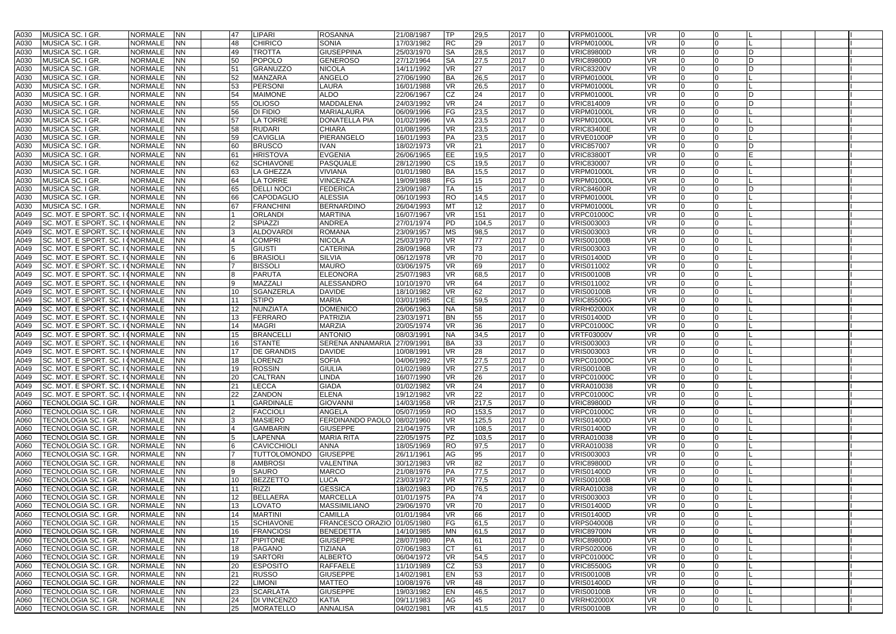| A030 | MUSICA SC. I GR. | NORMALE | NN | | 47 | LIPARI | ROSANNA | 21/08/1987 | TP | 29,5 | 2017 | 0 | VRPM01000L | VR | 0 | 0 | L | | | I |
|---|---|---|---|---|---|---|---|---|---|---|---|---|---|---|---|---|---|---|---|---|
| A030 | MUSICA SC. I GR. | NORMALE | NN | | 48 | CHIRICO | SONIA | 17/03/1982 | RC | 29 | 2017 | 0 | VRPM01000L | VR | 0 | 0 | L | | | I |
| A030 | MUSICA SC. I GR. | NORMALE | NN | | 49 | TROTTA | GIUSEPPINA | 25/03/1970 | SA | 28,5 | 2017 | 0 | VRIC89800D | VR | 0 | 0 | D | | | I |
| A030 | MUSICA SC. I GR. | NORMALE | NN | | 50 | POPOLO | GENEROSO | 27/12/1964 | SA | 27,5 | 2017 | 0 | VRIC89800D | VR | 0 | 0 | D | | | I |
| A030 | MUSICA SC. I GR. | NORMALE | NN | | 51 | GRANUZZO | NICOLA | 14/11/1992 | VR | 27 | 2017 | 0 | VRIC83200V | VR | 0 | 0 | D | | | I |
| A030 | MUSICA SC. I GR. | NORMALE | NN | | 52 | MANZARA | ANGELO | 27/06/1990 | BA | 26,5 | 2017 | 0 | VRPM01000L | VR | 0 | 0 | L | | | I |
| A030 | MUSICA SC. I GR. | NORMALE | NN | | 53 | PERSONI | LAURA | 16/01/1988 | VR | 26,5 | 2017 | 0 | VRPM01000L | VR | 0 | 0 | L | | | I |
| A030 | MUSICA SC. I GR. | NORMALE | NN | | 54 | MAIMONE | ALDO | 22/06/1967 | CZ | 24 | 2017 | 0 | VRPM01000L | VR | 0 | 0 | D | | | I |
| A030 | MUSICA SC. I GR. | NORMALE | NN | | 55 | OLIOSO | MADDALENA | 24/03/1992 | VR | 24 | 2017 | 0 | VRIC814009 | VR | 0 | 0 | D | | | I |
| A030 | MUSICA SC. I GR. | NORMALE | NN | | 56 | DI FIDIO | MARIALAURA | 06/09/1996 | FG | 23,5 | 2017 | 0 | VRPM01000L | VR | 0 | 0 | L | | | I |
| A030 | MUSICA SC. I GR. | NORMALE | NN | | 57 | LA TORRE | DONATELLA PIA | 01/02/1996 | VA | 23,5 | 2017 | 0 | VRPM01000L | VR | 0 | 0 | L | | | I |
| A030 | MUSICA SC. I GR. | NORMALE | NN | | 58 | RUDARI | CHIARA | 01/08/1995 | VR | 23,5 | 2017 | 0 | VRIC83400E | VR | 0 | 0 | D | | | I |
| A030 | MUSICA SC. I GR. | NORMALE | NN | | 59 | CAVIGLIA | PIERANGELO | 16/01/1993 | PA | 23,5 | 2017 | 0 | VRVE01000P | VR | 0 | 0 | L | | | I |
| A030 | MUSICA SC. I GR. | NORMALE | NN | | 60 | BRUSCO | IVAN | 18/02/1973 | VR | 21 | 2017 | 0 | VRIC857007 | VR | 0 | 0 | D | | | I |
| A030 | MUSICA SC. I GR. | NORMALE | NN | | 61 | HRISTOVA | EVGENIA | 26/06/1965 | EE | 19,5 | 2017 | 0 | VRIC83800T | VR | 0 | 0 | E | | | I |
| A030 | MUSICA SC. I GR. | NORMALE | NN | | 62 | SCHIAVONE | PASQUALE | 28/12/1990 | CS | 19,5 | 2017 | 0 | VRIC830007 | VR | 0 | 0 | L | | | I |
| A030 | MUSICA SC. I GR. | NORMALE | NN | | 63 | LA GHEZZA | VIVIANA | 01/01/1980 | BA | 15,5 | 2017 | 0 | VRPM01000L | VR | 0 | 0 | L | | | I |
| A030 | MUSICA SC. I GR. | NORMALE | NN | | 64 | LA TORRE | VINCENZA | 19/09/1988 | FG | 15 | 2017 | 0 | VRPM01000L | VR | 0 | 0 | L | | | I |
| A030 | MUSICA SC. I GR. | NORMALE | NN | | 65 | DELLI NOCI | FEDERICA | 23/09/1987 | TA | 15 | 2017 | 0 | VRIC84600R | VR | 0 | 0 | D | | | I |
| A030 | MUSICA SC. I GR. | NORMALE | NN | | 66 | CAPODAGLIO | ALESSIA | 06/10/1993 | RO | 14,5 | 2017 | 0 | VRPM01000L | VR | 0 | 0 | L | | | I |
| A030 | MUSICA SC. I GR. | NORMALE | NN | | 67 | FRANCHINI | BERNARDINO | 26/04/1993 | MT | 12 | 2017 | 0 | VRPM01000L | VR | 0 | 0 | L | | | I |
| A049 | SC. MOT. E SPORT. SC. I GNORMALE | | NN | | 1 | ORLANDI | MARTINA | 16/07/1967 | VR | 151 | 2017 | 0 | VRPC01000C | VR | 0 | 0 | L | | | I |
| A049 | SC. MOT. E SPORT. SC. I GNORMALE | | NN | | 2 | SPIAZZI | ANDREA | 27/01/1974 | PD | 104,5 | 2017 | 0 | VRIS003003 | VR | 0 | 0 | L | | | I |
| A049 | SC. MOT. E SPORT. SC. I GNORMALE | | NN | | 3 | ALDOVARDI | ROMANA | 23/09/1957 | MS | 98,5 | 2017 | 0 | VRIS003003 | VR | 0 | 0 | L | | | I |
| A049 | SC. MOT. E SPORT. SC. I GNORMALE | | NN | | 4 | COMPRI | NICOLA | 25/03/1970 | VR | 77 | 2017 | 0 | VRIS00100B | VR | 0 | 0 | L | | | I |
| A049 | SC. MOT. E SPORT. SC. I GNORMALE | | NN | | 5 | GIUSTI | CATERINA | 28/09/1968 | VR | 73 | 2017 | 0 | VRIS003003 | VR | 0 | 0 | L | | | I |
| A049 | SC. MOT. E SPORT. SC. I GNORMALE | | NN | | 6 | BRASIOLI | SILVIA | 06/12/1978 | VR | 70 | 2017 | 0 | VRIS01400D | VR | 0 | 0 | L | | | I |
| A049 | SC. MOT. E SPORT. SC. I GNORMALE | | NN | | 7 | BISSOLI | MAURO | 03/06/1975 | VR | 69 | 2017 | 0 | VRIS011002 | VR | 0 | 0 | L | | | I |
| A049 | SC. MOT. E SPORT. SC. I GNORMALE | | NN | | 8 | PARUTA | ELEONORA | 25/07/1983 | VR | 68,5 | 2017 | 0 | VRIS00100B | VR | 0 | 0 | L | | | I |
| A049 | SC. MOT. E SPORT. SC. I GNORMALE | | NN | | 9 | MAZZALI | ALESSANDRO | 10/10/1970 | VR | 64 | 2017 | 0 | VRIS011002 | VR | 0 | 0 | L | | | I |
| A049 | SC. MOT. E SPORT. SC. I GNORMALE | | NN | | 10 | SGANZERLA | DAVIDE | 18/10/1982 | VR | 62 | 2017 | 0 | VRIS00100B | VR | 0 | 0 | L | | | I |
| A049 | SC. MOT. E SPORT. SC. I GNORMALE | | NN | | 11 | STIPO | MARIA | 03/01/1985 | CE | 59,5 | 2017 | 0 | VRIC85500G | VR | 0 | 0 | L | | | I |
| A049 | SC. MOT. E SPORT. SC. I GNORMALE | | NN | | 12 | NUNZIATA | DOMENICO | 26/06/1963 | NA | 58 | 2017 | 0 | VRRH02000X | VR | 0 | 0 | L | | | I |
| A049 | SC. MOT. E SPORT. SC. I GNORMALE | | NN | | 13 | FERRARO | PATRIZIA | 23/03/1971 | BN | 55 | 2017 | 0 | VRIS01400D | VR | 0 | 0 | L | | | I |
| A049 | SC. MOT. E SPORT. SC. I GNORMALE | | NN | | 14 | MAGRI | MARZIA | 20/05/1974 | VR | 36 | 2017 | 0 | VRPC01000C | VR | 0 | 0 | L | | | I |
| A049 | SC. MOT. E SPORT. SC. I GNORMALE | | NN | | 15 | BRANCELLI | ANTONIO | 08/03/1991 | NA | 34,5 | 2017 | 0 | VRTF03000V | VR | 0 | 0 | L | | | I |
| A049 | SC. MOT. E SPORT. SC. I GNORMALE | | NN | | 16 | STANTE | SERENA ANNAMARIA | 27/09/1991 | BA | 33 | 2017 | 0 | VRIS003003 | VR | 0 | 0 | L | | | I |
| A049 | SC. MOT. E SPORT. SC. I GNORMALE | | NN | | 17 | DE GRANDIS | DAVIDE | 10/08/1991 | VR | 28 | 2017 | 0 | VRIS003003 | VR | 0 | 0 | L | | | I |
| A049 | SC. MOT. E SPORT. SC. I GNORMALE | | NN | | 18 | LORENZI | SOFIA | 04/06/1992 | VR | 27,5 | 2017 | 0 | VRPC01000C | VR | 0 | 0 | L | | | I |
| A049 | SC. MOT. E SPORT. SC. I GNORMALE | | NN | | 19 | ROSSIN | GIULIA | 01/02/1989 | VR | 27,5 | 2017 | 0 | VRIS00100B | VR | 0 | 0 | L | | | I |
| A049 | SC. MOT. E SPORT. SC. I GNORMALE | | NN | | 20 | CALTRAN | LINDA | 16/07/1990 | VR | 26 | 2017 | 0 | VRPC01000C | VR | 0 | 0 | L | | | I |
| A049 | SC. MOT. E SPORT. SC. I GNORMALE | | NN | | 21 | LECCA | GIADA | 01/02/1982 | VR | 24 | 2017 | 0 | VRRA010038 | VR | 0 | 0 | L | | | I |
| A049 | SC. MOT. E SPORT. SC. I GNORMALE | | NN | | 22 | ZANDON | ELENA | 19/12/1982 | VR | 22 | 2017 | 0 | VRPC01000C | VR | 0 | 0 | L | | | I |
| A060 | TECNOLOGIA SC. I GR. | NORMALE | NN | | 1 | GARDINALE | GIOVANNI | 14/03/1958 | VR | 217,5 | 2017 | 0 | VRIC89800D | VR | 0 | 0 | L | | | I |
| A060 | TECNOLOGIA SC. I GR. | NORMALE | NN | | 2 | FACCIOLI | ANGELA | 05/07/1959 | RO | 153,5 | 2017 | 0 | VRPC01000C | VR | 0 | 0 | L | | | I |
| A060 | TECNOLOGIA SC. I GR. | NORMALE | NN | | 3 | MASIERO | FERDINANDO PAOLO | 08/02/1960 | VR | 125,5 | 2017 | 0 | VRIS01400D | VR | 0 | 0 | L | | | I |
| A060 | TECNOLOGIA SC. I GR. | NORMALE | NN | | 4 | GAMBARIN | GIUSEPPE | 21/04/1975 | VR | 108,5 | 2017 | 0 | VRIS01400D | VR | 0 | 0 | L | | | I |
| A060 | TECNOLOGIA SC. I GR. | NORMALE | NN | | 5 | LAPENNA | MARIA RITA | 22/05/1975 | PZ | 103,5 | 2017 | 0 | VRRA010038 | VR | 0 | 0 | L | | | I |
| A060 | TECNOLOGIA SC. I GR. | NORMALE | NN | | 6 | CAVICCHIOLI | ANNA | 18/05/1969 | RO | 97,5 | 2017 | 0 | VRRA010038 | VR | 0 | 0 | L | | | I |
| A060 | TECNOLOGIA SC. I GR. | NORMALE | NN | | 7 | TUTTOLOMONDO | GIUSEPPE | 26/11/1961 | AG | 95 | 2017 | 0 | VRIS003003 | VR | 0 | 0 | L | | | I |
| A060 | TECNOLOGIA SC. I GR. | NORMALE | NN | | 8 | AMBROSI | VALENTINA | 30/12/1983 | VR | 82 | 2017 | 0 | VRIC89800D | VR | 0 | 0 | L | | | I |
| A060 | TECNOLOGIA SC. I GR. | NORMALE | NN | | 9 | SAURO | MARCO | 21/08/1976 | PA | 77,5 | 2017 | 0 | VRIS01400D | VR | 0 | 0 | L | | | I |
| A060 | TECNOLOGIA SC. I GR. | NORMALE | NN | | 10 | BEZZETTO | LUCA | 23/03/1972 | VR | 77,5 | 2017 | 0 | VRIS00100B | VR | 0 | 0 | L | | | I |
| A060 | TECNOLOGIA SC. I GR. | NORMALE | NN | | 11 | RIZZI | GESSICA | 18/02/1983 | PD | 76,5 | 2017 | 0 | VRRA010038 | VR | 0 | 0 | L | | | I |
| A060 | TECNOLOGIA SC. I GR. | NORMALE | NN | | 12 | BELLAERA | MARCELLA | 01/01/1975 | PA | 74 | 2017 | 0 | VRIS003003 | VR | 0 | 0 | L | | | I |
| A060 | TECNOLOGIA SC. I GR. | NORMALE | NN | | 13 | LOVATO | MASSIMILIANO | 29/06/1970 | VR | 70 | 2017 | 0 | VRIS01400D | VR | 0 | 0 | L | | | I |
| A060 | TECNOLOGIA SC. I GR. | NORMALE | NN | | 14 | MARTINI | CAMILLA | 01/01/1984 | VR | 66 | 2017 | 0 | VRIS01400D | VR | 0 | 0 | L | | | I |
| A060 | TECNOLOGIA SC. I GR. | NORMALE | NN | | 15 | SCHIAVONE | FRANCESCO ORAZIO | 01/05/1980 | FG | 61,5 | 2017 | 0 | VRPS04000B | VR | 0 | 0 | L | | | I |
| A060 | TECNOLOGIA SC. I GR. | NORMALE | NN | | 16 | FRANCIOSI | BENEDETTA | 14/10/1985 | MN | 61,5 | 2017 | 0 | VRIC89700N | VR | 0 | 0 | L | | | I |
| A060 | TECNOLOGIA SC. I GR. | NORMALE | NN | | 17 | PIPITONE | GIUSEPPE | 28/07/1980 | PA | 61 | 2017 | 0 | VRIC89800D | VR | 0 | 0 | L | | | I |
| A060 | TECNOLOGIA SC. I GR. | NORMALE | NN | | 18 | PAGANO | TIZIANA | 07/06/1983 | CT | 61 | 2017 | 0 | VRPS020006 | VR | 0 | 0 | L | | | I |
| A060 | TECNOLOGIA SC. I GR. | NORMALE | NN | | 19 | SARTORI | ALBERTO | 06/04/1972 | VR | 54,5 | 2017 | 0 | VRPC01000C | VR | 0 | 0 | L | | | I |
| A060 | TECNOLOGIA SC. I GR. | NORMALE | NN | | 20 | ESPOSITO | RAFFAELE | 11/10/1989 | CZ | 53 | 2017 | 0 | VRIC85500G | VR | 0 | 0 | L | | | I |
| A060 | TECNOLOGIA SC. I GR. | NORMALE | NN | | 21 | RUSSO | GIUSEPPE | 14/02/1981 | EN | 53 | 2017 | 0 | VRIS00100B | VR | 0 | 0 | L | | | I |
| A060 | TECNOLOGIA SC. I GR. | NORMALE | NN | | 22 | LIMONI | MATTEO | 10/08/1976 | VR | 48 | 2017 | 0 | VRIS01400D | VR | 0 | 0 | L | | | I |
| A060 | TECNOLOGIA SC. I GR. | NORMALE | NN | | 23 | SCARLATA | GIUSEPPE | 19/03/1982 | EN | 46,5 | 2017 | 0 | VRIS00100B | VR | 0 | 0 | L | | | I |
| A060 | TECNOLOGIA SC. I GR. | NORMALE | NN | | 24 | DI VINCENZO | KATIA | 09/11/1983 | AG | 45 | 2017 | 0 | VRRH02000X | VR | 0 | 0 | L | | | I |
| A060 | TECNOLOGIA SC. I GR. | NORMALE | NN | | 25 | MORATELLO | ANNALISA | 04/02/1981 | VR | 41,5 | 2017 | 0 | VRIS00100B | VR | 0 | 0 | L | | | I |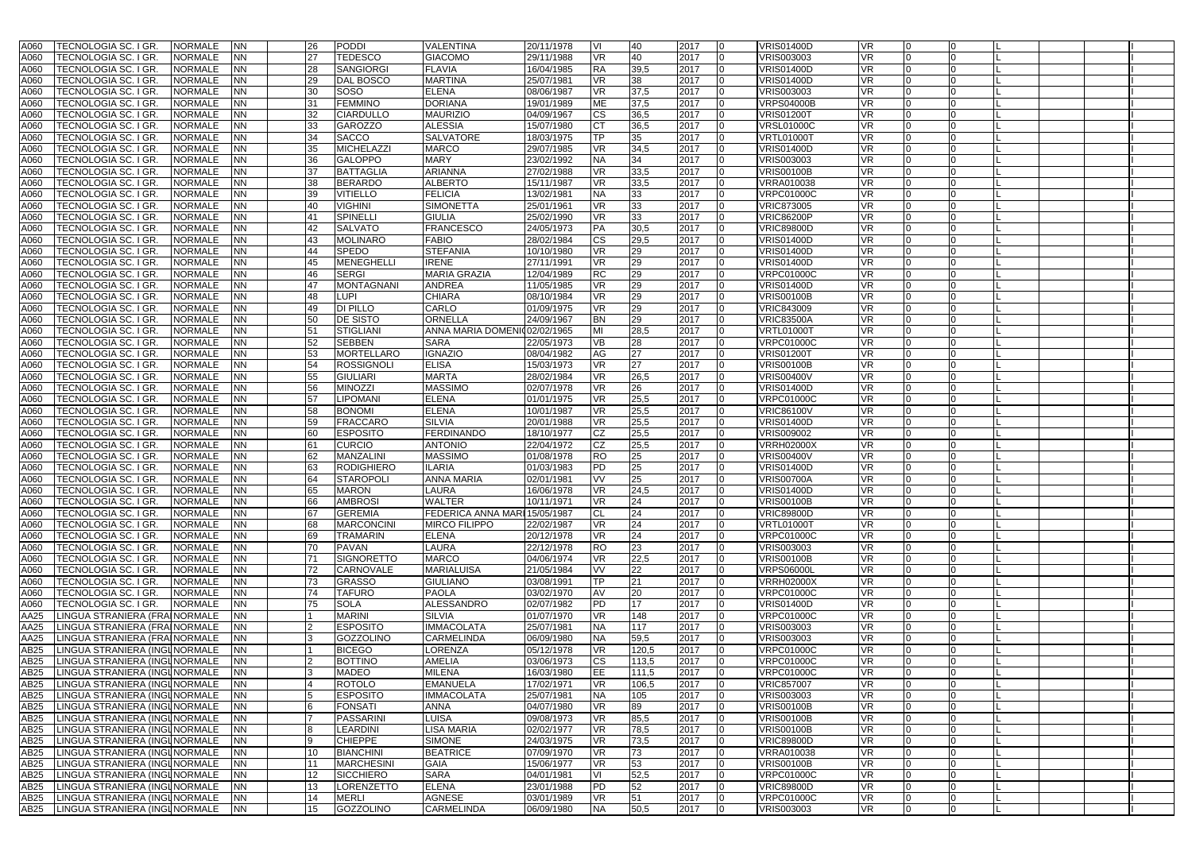| A060 | TECNOLOGIA SC. I GR. | NORMALE | NN | | 26 | PODDI | VALENTINA | 20/11/1978 | VI | 40 | 2017 | 0 | VRIS01400D | VR | 0 | 0 | L | | | I |
|---|---|---|---|---|---|---|---|---|---|---|---|---|---|---|---|---|---|---|---|---|
| A060 | TECNOLOGIA SC. I GR. | NORMALE | NN | | 27 | TEDESCO | GIACOMO | 29/11/1988 | VR | 40 | 2017 | 0 | VRIS003003 | VR | 0 | 0 | L | | | I |
| A060 | TECNOLOGIA SC. I GR. | NORMALE | NN | | 28 | SANGIORGI | FLAVIA | 16/04/1985 | RA | 39,5 | 2017 | 0 | VRIS01400D | VR | 0 | 0 | L | | | I |
| A060 | TECNOLOGIA SC. I GR. | NORMALE | NN | | 29 | DAL BOSCO | MARTINA | 25/07/1981 | VR | 38 | 2017 | 0 | VRIS01400D | VR | 0 | 0 | L | | | I |
| A060 | TECNOLOGIA SC. I GR. | NORMALE | NN | | 30 | SOSO | ELENA | 08/06/1987 | VR | 37,5 | 2017 | 0 | VRIS003003 | VR | 0 | 0 | L | | | I |
| A060 | TECNOLOGIA SC. I GR. | NORMALE | NN | | 31 | FEMMINO | DORIANA | 19/01/1989 | ME | 37,5 | 2017 | 0 | VRPS04000B | VR | 0 | 0 | L | | | I |
| A060 | TECNOLOGIA SC. I GR. | NORMALE | NN | | 32 | CIARDULLO | MAURIZIO | 04/09/1967 | CS | 36,5 | 2017 | 0 | VRIS01200T | VR | 0 | 0 | L | | | I |
| A060 | TECNOLOGIA SC. I GR. | NORMALE | NN | | 33 | GAROZZO | ALESSIA | 15/07/1980 | CT | 36,5 | 2017 | 0 | VRSL01000C | VR | 0 | 0 | L | | | I |
| A060 | TECNOLOGIA SC. I GR. | NORMALE | NN | | 34 | SACCO | SALVATORE | 18/03/1975 | TP | 35 | 2017 | 0 | VRTL01000T | VR | 0 | 0 | L | | | I |
| A060 | TECNOLOGIA SC. I GR. | NORMALE | NN | | 35 | MICHELAZZI | MARCO | 29/07/1985 | VR | 34,5 | 2017 | 0 | VRIS01400D | VR | 0 | 0 | L | | | I |
| A060 | TECNOLOGIA SC. I GR. | NORMALE | NN | | 36 | GALOPPO | MARY | 23/02/1992 | NA | 34 | 2017 | 0 | VRIS003003 | VR | 0 | 0 | L | | | I |
| A060 | TECNOLOGIA SC. I GR. | NORMALE | NN | | 37 | BATTAGLIA | ARIANNA | 27/02/1988 | VR | 33,5 | 2017 | 0 | VRIS00100B | VR | 0 | 0 | L | | | I |
| A060 | TECNOLOGIA SC. I GR. | NORMALE | NN | | 38 | BERARDO | ALBERTO | 15/11/1987 | VR | 33,5 | 2017 | 0 | VRRA010038 | VR | 0 | 0 | L | | | I |
| A060 | TECNOLOGIA SC. I GR. | NORMALE | NN | | 39 | VITIELLO | FELICIA | 13/02/1981 | NA | 33 | 2017 | 0 | VRPC01000C | VR | 0 | 0 | L | | | I |
| A060 | TECNOLOGIA SC. I GR. | NORMALE | NN | | 40 | VIGHINI | SIMONETTA | 25/01/1961 | VR | 33 | 2017 | 0 | VRIC873005 | VR | 0 | 0 | L | | | I |
| A060 | TECNOLOGIA SC. I GR. | NORMALE | NN | | 41 | SPINELLI | GIULIA | 25/02/1990 | VR | 33 | 2017 | 0 | VRIC86200P | VR | 0 | 0 | L | | | I |
| A060 | TECNOLOGIA SC. I GR. | NORMALE | NN | | 42 | SALVATO | FRANCESCO | 24/05/1973 | PA | 30,5 | 2017 | 0 | VRIC89800D | VR | 0 | 0 | L | | | I |
| A060 | TECNOLOGIA SC. I GR. | NORMALE | NN | | 43 | MOLINARO | FABIO | 28/02/1984 | CS | 29,5 | 2017 | 0 | VRIS01400D | VR | 0 | 0 | L | | | I |
| A060 | TECNOLOGIA SC. I GR. | NORMALE | NN | | 44 | SPEDO | STEFANIA | 10/10/1980 | VR | 29 | 2017 | 0 | VRIS01400D | VR | 0 | 0 | L | | | I |
| A060 | TECNOLOGIA SC. I GR. | NORMALE | NN | | 45 | MENEGHELLI | IRENE | 27/11/1991 | VR | 29 | 2017 | 0 | VRIS01400D | VR | 0 | 0 | L | | | I |
| A060 | TECNOLOGIA SC. I GR. | NORMALE | NN | | 46 | SERGI | MARIA GRAZIA | 12/04/1989 | RC | 29 | 2017 | 0 | VRPC01000C | VR | 0 | 0 | L | | | I |
| A060 | TECNOLOGIA SC. I GR. | NORMALE | NN | | 47 | MONTAGNANI | ANDREA | 11/05/1985 | VR | 29 | 2017 | 0 | VRIS01400D | VR | 0 | 0 | L | | | I |
| A060 | TECNOLOGIA SC. I GR. | NORMALE | NN | | 48 | LUPI | CHIARA | 08/10/1984 | VR | 29 | 2017 | 0 | VRIS00100B | VR | 0 | 0 | L | | | I |
| A060 | TECNOLOGIA SC. I GR. | NORMALE | NN | | 49 | DI PILLO | CARLO | 01/09/1975 | VR | 29 | 2017 | 0 | VRIC843009 | VR | 0 | 0 | L | | | I |
| A060 | TECNOLOGIA SC. I GR. | NORMALE | NN | | 50 | DE SISTO | ORNELLA | 24/09/1967 | BN | 29 | 2017 | 0 | VRIC83500A | VR | 0 | 0 | L | | | I |
| A060 | TECNOLOGIA SC. I GR. | NORMALE | NN | | 51 | STIGLIANI | ANNA MARIA DOMENI | 02/02/1965 | MI | 28,5 | 2017 | 0 | VRTL01000T | VR | 0 | 0 | L | | | I |
| A060 | TECNOLOGIA SC. I GR. | NORMALE | NN | | 52 | SEBBEN | SARA | 22/05/1973 | VB | 28 | 2017 | 0 | VRPC01000C | VR | 0 | 0 | L | | | I |
| A060 | TECNOLOGIA SC. I GR. | NORMALE | NN | | 53 | MORTELLARO | IGNAZIO | 08/04/1982 | AG | 27 | 2017 | 0 | VRIS01200T | VR | 0 | 0 | L | | | I |
| A060 | TECNOLOGIA SC. I GR. | NORMALE | NN | | 54 | ROSSIGNOLI | ELISA | 15/03/1973 | VR | 27 | 2017 | 0 | VRIS00100B | VR | 0 | 0 | L | | | I |
| A060 | TECNOLOGIA SC. I GR. | NORMALE | NN | | 55 | GIULIARI | MARTA | 28/02/1984 | VR | 26,5 | 2017 | 0 | VRIS00400V | VR | 0 | 0 | L | | | I |
| A060 | TECNOLOGIA SC. I GR. | NORMALE | NN | | 56 | MINOZZI | MASSIMO | 02/07/1978 | VR | 26 | 2017 | 0 | VRIS01400D | VR | 0 | 0 | L | | | I |
| A060 | TECNOLOGIA SC. I GR. | NORMALE | NN | | 57 | LIPOMANI | ELENA | 01/01/1975 | VR | 25,5 | 2017 | 0 | VRPC01000C | VR | 0 | 0 | L | | | I |
| A060 | TECNOLOGIA SC. I GR. | NORMALE | NN | | 58 | BONOMI | ELENA | 10/01/1987 | VR | 25,5 | 2017 | 0 | VRIC86100V | VR | 0 | 0 | L | | | I |
| A060 | TECNOLOGIA SC. I GR. | NORMALE | NN | | 59 | FRACCARO | SILVIA | 20/01/1988 | VR | 25,5 | 2017 | 0 | VRIS01400D | VR | 0 | 0 | L | | | I |
| A060 | TECNOLOGIA SC. I GR. | NORMALE | NN | | 60 | ESPOSITO | FERDINANDO | 18/10/1977 | CZ | 25,5 | 2017 | 0 | VRIS009002 | VR | 0 | 0 | L | | | I |
| A060 | TECNOLOGIA SC. I GR. | NORMALE | NN | | 61 | CURCIO | ANTONIO | 22/04/1972 | CZ | 25,5 | 2017 | 0 | VRRH02000X | VR | 0 | 0 | L | | | I |
| A060 | TECNOLOGIA SC. I GR. | NORMALE | NN | | 62 | MANZALINI | MASSIMO | 01/08/1978 | RO | 25 | 2017 | 0 | VRIS00400V | VR | 0 | 0 | L | | | I |
| A060 | TECNOLOGIA SC. I GR. | NORMALE | NN | | 63 | RODIGHIERO | ILARIA | 01/03/1983 | PD | 25 | 2017 | 0 | VRIS01400D | VR | 0 | 0 | L | | | I |
| A060 | TECNOLOGIA SC. I GR. | NORMALE | NN | | 64 | STAROPOLI | ANNA MARIA | 02/01/1981 | VV | 25 | 2017 | 0 | VRIS00700A | VR | 0 | 0 | L | | | I |
| A060 | TECNOLOGIA SC. I GR. | NORMALE | NN | | 65 | MARON | LAURA | 16/06/1978 | VR | 24,5 | 2017 | 0 | VRIS01400D | VR | 0 | 0 | L | | | I |
| A060 | TECNOLOGIA SC. I GR. | NORMALE | NN | | 66 | AMBROSI | WALTER | 10/11/1971 | VR | 24 | 2017 | 0 | VRIS00100B | VR | 0 | 0 | L | | | I |
| A060 | TECNOLOGIA SC. I GR. | NORMALE | NN | | 67 | GEREMIA | FEDERICA ANNA MAR | 15/05/1987 | CL | 24 | 2017 | 0 | VRIC89800D | VR | 0 | 0 | L | | | I |
| A060 | TECNOLOGIA SC. I GR. | NORMALE | NN | | 68 | MARCONCINI | MIRCO FILIPPO | 22/02/1987 | VR | 24 | 2017 | 0 | VRTL01000T | VR | 0 | 0 | L | | | I |
| A060 | TECNOLOGIA SC. I GR. | NORMALE | NN | | 69 | TRAMARIN | ELENA | 20/12/1978 | VR | 24 | 2017 | 0 | VRPC01000C | VR | 0 | 0 | L | | | I |
| A060 | TECNOLOGIA SC. I GR. | NORMALE | NN | | 70 | PAVAN | LAURA | 22/12/1978 | RO | 23 | 2017 | 0 | VRIS003003 | VR | 0 | 0 | L | | | I |
| A060 | TECNOLOGIA SC. I GR. | NORMALE | NN | | 71 | SIGNORETTO | MARCO | 04/06/1974 | VR | 22,5 | 2017 | 0 | VRIS00100B | VR | 0 | 0 | L | | | I |
| A060 | TECNOLOGIA SC. I GR. | NORMALE | NN | | 72 | CARNOVALE | MARIALUISA | 21/05/1984 | VV | 22 | 2017 | 0 | VRPS06000L | VR | 0 | 0 | L | | | I |
| A060 | TECNOLOGIA SC. I GR. | NORMALE | NN | | 73 | GRASSO | GIULIANO | 03/08/1991 | TP | 21 | 2017 | 0 | VRRH02000X | VR | 0 | 0 | L | | | I |
| A060 | TECNOLOGIA SC. I GR. | NORMALE | NN | | 74 | TAFURO | PAOLA | 03/02/1970 | AV | 20 | 2017 | 0 | VRPC01000C | VR | 0 | 0 | L | | | I |
| A060 | TECNOLOGIA SC. I GR. | NORMALE | NN | | 75 | SOLA | ALESSANDRO | 02/07/1982 | PD | 17 | 2017 | 0 | VRIS01400D | VR | 0 | 0 | L | | | I |
| AA25 | LINGUA STRANIERA (FRA | NORMALE | NN | | 1 | MARINI | SILVIA | 01/07/1970 | VR | 148 | 2017 | 0 | VRPC01000C | VR | 0 | 0 | L | | | I |
| AA25 | LINGUA STRANIERA (FRA | NORMALE | NN | | 2 | ESPOSITO | IMMACOLATA | 25/07/1981 | NA | 117 | 2017 | 0 | VRIS003003 | VR | 0 | 0 | L | | | I |
| AA25 | LINGUA STRANIERA (FRA | NORMALE | NN | | 3 | GOZZOLINO | CARMELINDA | 06/09/1980 | NA | 59,5 | 2017 | 0 | VRIS003003 | VR | 0 | 0 | L | | | I |
| AB25 | LINGUA STRANIERA (INGL | NORMALE | NN | | 1 | BICEGO | LORENZA | 05/12/1978 | VR | 120,5 | 2017 | 0 | VRPC01000C | VR | 0 | 0 | L | | | I |
| AB25 | LINGUA STRANIERA (INGL | NORMALE | NN | | 2 | BOTTINO | AMELIA | 03/06/1973 | CS | 113,5 | 2017 | 0 | VRPC01000C | VR | 0 | 0 | L | | | I |
| AB25 | LINGUA STRANIERA (INGL | NORMALE | NN | | 3 | MADEO | MILENA | 16/03/1980 | EE | 111,5 | 2017 | 0 | VRPC01000C | VR | 0 | 0 | L | | | I |
| AB25 | LINGUA STRANIERA (INGL | NORMALE | NN | | 4 | ROTOLO | EMANUELA | 17/02/1971 | VR | 106,5 | 2017 | 0 | VRIC857007 | VR | 0 | 0 | L | | | I |
| AB25 | LINGUA STRANIERA (INGL | NORMALE | NN | | 5 | ESPOSITO | IMMACOLATA | 25/07/1981 | NA | 105 | 2017 | 0 | VRIS003003 | VR | 0 | 0 | L | | | I |
| AB25 | LINGUA STRANIERA (INGL | NORMALE | NN | | 6 | FONSATI | ANNA | 04/07/1980 | VR | 89 | 2017 | 0 | VRIS00100B | VR | 0 | 0 | L | | | I |
| AB25 | LINGUA STRANIERA (INGL | NORMALE | NN | | 7 | PASSARINI | LUISA | 09/08/1973 | VR | 85,5 | 2017 | 0 | VRIS00100B | VR | 0 | 0 | L | | | I |
| AB25 | LINGUA STRANIERA (INGL | NORMALE | NN | | 8 | LEARDINI | LISA MARIA | 02/02/1977 | VR | 78,5 | 2017 | 0 | VRIS00100B | VR | 0 | 0 | L | | | I |
| AB25 | LINGUA STRANIERA (INGL | NORMALE | NN | | 9 | CHIEPPE | SIMONE | 24/03/1975 | VR | 73,5 | 2017 | 0 | VRIC89800D | VR | 0 | 0 | L | | | I |
| AB25 | LINGUA STRANIERA (INGL | NORMALE | NN | | 10 | BIANCHINI | BEATRICE | 07/09/1970 | VR | 73 | 2017 | 0 | VRRA010038 | VR | 0 | 0 | L | | | I |
| AB25 | LINGUA STRANIERA (INGL | NORMALE | NN | | 11 | MARCHESINI | GAIA | 15/06/1977 | VR | 53 | 2017 | 0 | VRIS00100B | VR | 0 | 0 | L | | | I |
| AB25 | LINGUA STRANIERA (INGL | NORMALE | NN | | 12 | SICCHIERO | SARA | 04/01/1981 | VI | 52,5 | 2017 | 0 | VRPC01000C | VR | 0 | 0 | L | | | I |
| AB25 | LINGUA STRANIERA (INGL | NORMALE | NN | | 13 | LORENZETTO | ELENA | 23/01/1988 | PD | 52 | 2017 | 0 | VRIC89800D | VR | 0 | 0 | L | | | I |
| AB25 | LINGUA STRANIERA (INGL | NORMALE | NN | | 14 | MERLI | AGNESE | 03/01/1989 | VR | 51 | 2017 | 0 | VRPC01000C | VR | 0 | 0 | L | | | I |
| AB25 | LINGUA STRANIERA (INGL | NORMALE | NN | | 15 | GOZZOLINO | CARMELINDA | 06/09/1980 | NA | 50,5 | 2017 | 0 | VRIS003003 | VR | 0 | 0 | L | | | I |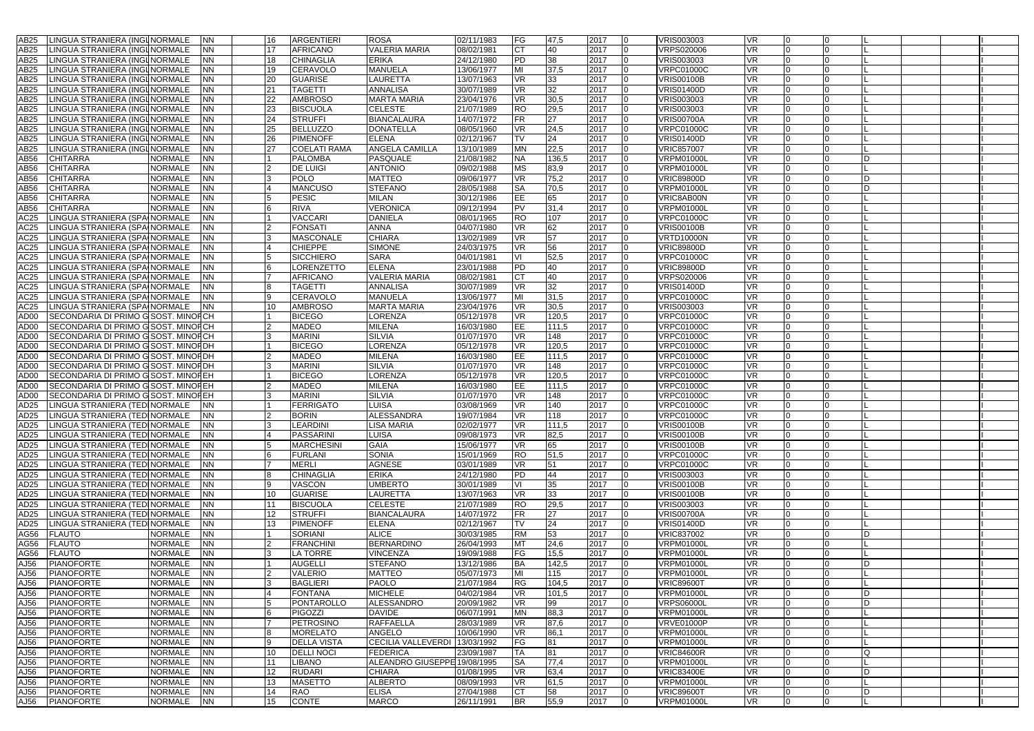| | | | | | | | | | | | | | | | | | | | | |
|---|---|---|---|---|---|---|---|---|---|---|---|---|---|---|---|---|---|---|---|---|
| AB25 | LINGUA STRANIERA (INGL | NORMALE | NN | | 16 | ARGENTIERI | ROSA | 02/11/1983 | FG | 47,5 | 2017 | 0 | VRIS003003 | VR | 0 | 0 | L | | | I |
| AB25 | LINGUA STRANIERA (INGL | NORMALE | NN | | 17 | AFRICANO | VALERIA MARIA | 08/02/1981 | CT | 40 | 2017 | 0 | VRPS020006 | VR | 0 | 0 | L | | | I |
| AB25 | LINGUA STRANIERA (INGL | NORMALE | NN | | 18 | CHINAGLIA | ERIKA | 24/12/1980 | PD | 38 | 2017 | 0 | VRIS003003 | VR | 0 | 0 | L | | | I |
| AB25 | LINGUA STRANIERA (INGL | NORMALE | NN | | 19 | CERAVOLO | MANUELA | 13/06/1977 | MI | 37,5 | 2017 | 0 | VRPC01000C | VR | 0 | 0 | L | | | I |
| AB25 | LINGUA STRANIERA (INGL | NORMALE | NN | | 20 | GUARISE | LAURETTA | 13/07/1963 | VR | 33 | 2017 | 0 | VRIS00100B | VR | 0 | 0 | L | | | I |
| AB25 | LINGUA STRANIERA (INGL | NORMALE | NN | | 21 | TAGETTI | ANNALISA | 30/07/1989 | VR | 32 | 2017 | 0 | VRIS01400D | VR | 0 | 0 | L | | | I |
| AB25 | LINGUA STRANIERA (INGL | NORMALE | NN | | 22 | AMBROSO | MARTA MARIA | 23/04/1976 | VR | 30,5 | 2017 | 0 | VRIS003003 | VR | 0 | 0 | L | | | I |
| AB25 | LINGUA STRANIERA (INGL | NORMALE | NN | | 23 | BISCUOLA | CELESTE | 21/07/1989 | RO | 29,5 | 2017 | 0 | VRIS003003 | VR | 0 | 0 | L | | | I |
| AB25 | LINGUA STRANIERA (INGL | NORMALE | NN | | 24 | STRUFFI | BIANCALAURA | 14/07/1972 | FR | 27 | 2017 | 0 | VRIS00700A | VR | 0 | 0 | L | | | I |
| AB25 | LINGUA STRANIERA (INGL | NORMALE | NN | | 25 | BELLUZZO | DONATELLA | 08/05/1960 | VR | 24,5 | 2017 | 0 | VRPC01000C | VR | 0 | 0 | L | | | I |
| AB25 | LINGUA STRANIERA (INGL | NORMALE | NN | | 26 | PIMENOFF | ELENA | 02/12/1967 | TV | 24 | 2017 | 0 | VRIS01400D | VR | 0 | 0 | L | | | I |
| AB25 | LINGUA STRANIERA (INGL | NORMALE | NN | | 27 | COELATI RAMA | ANGELA CAMILLA | 13/10/1989 | MN | 22,5 | 2017 | 0 | VRIC857007 | VR | 0 | 0 | L | | | I |
| AB56 | CHITARRA | NORMALE | NN | | 1 | PALOMBA | PASQUALE | 21/08/1982 | NA | 136,5 | 2017 | 0 | VRPM01000L | VR | 0 | 0 | D | | | I |
| AB56 | CHITARRA | NORMALE | NN | | 2 | DE LUIGI | ANTONIO | 09/02/1988 | MS | 83,9 | 2017 | 0 | VRPM01000L | VR | 0 | 0 | L | | | I |
| AB56 | CHITARRA | NORMALE | NN | | 3 | POLO | MATTEO | 09/06/1977 | VR | 75,2 | 2017 | 0 | VRIC89800D | VR | 0 | 0 | D | | | I |
| AB56 | CHITARRA | NORMALE | NN | | 4 | MANCUSO | STEFANO | 28/05/1988 | SA | 70,5 | 2017 | 0 | VRPM01000L | VR | 0 | 0 | D | | | I |
| AB56 | CHITARRA | NORMALE | NN | | 5 | PESIC | MILAN | 30/12/1986 | EE | 65 | 2017 | 0 | VRIC8AB00N | VR | 0 | 0 | L | | | I |
| AB56 | CHITARRA | NORMALE | NN | | 6 | RIVA | VERONICA | 09/12/1994 | PV | 31,4 | 2017 | 0 | VRPM01000L | VR | 0 | 0 | L | | | I |
| AC25 | LINGUA STRANIERA (SPA | NORMALE | NN | | 1 | VACCARI | DANIELA | 08/01/1965 | RO | 107 | 2017 | 0 | VRPC01000C | VR | 0 | 0 | L | | | I |
| AC25 | LINGUA STRANIERA (SPA | NORMALE | NN | | 2 | FONSATI | ANNA | 04/07/1980 | VR | 62 | 2017 | 0 | VRIS00100B | VR | 0 | 0 | L | | | I |
| AC25 | LINGUA STRANIERA (SPA | NORMALE | NN | | 3 | MASCONALE | CHIARA | 13/02/1989 | VR | 57 | 2017 | 0 | VRTD10000N | VR | 0 | 0 | L | | | I |
| AC25 | LINGUA STRANIERA (SPA | NORMALE | NN | | 4 | CHIEPPE | SIMONE | 24/03/1975 | VR | 56 | 2017 | 0 | VRIC89800D | VR | 0 | 0 | L | | | I |
| AC25 | LINGUA STRANIERA (SPA | NORMALE | NN | | 5 | SICCHIERO | SARA | 04/01/1981 | VI | 52,5 | 2017 | 0 | VRPC01000C | VR | 0 | 0 | L | | | I |
| AC25 | LINGUA STRANIERA (SPA | NORMALE | NN | | 6 | LORENZETTO | ELENA | 23/01/1988 | PD | 40 | 2017 | 0 | VRIC89800D | VR | 0 | 0 | L | | | I |
| AC25 | LINGUA STRANIERA (SPA | NORMALE | NN | | 7 | AFRICANO | VALERIA MARIA | 08/02/1981 | CT | 40 | 2017 | 0 | VRPS020006 | VR | 0 | 0 | L | | | I |
| AC25 | LINGUA STRANIERA (SPA | NORMALE | NN | | 8 | TAGETTI | ANNALISA | 30/07/1989 | VR | 32 | 2017 | 0 | VRIS01400D | VR | 0 | 0 | L | | | I |
| AC25 | LINGUA STRANIERA (SPA | NORMALE | NN | | 9 | CERAVOLO | MANUELA | 13/06/1977 | MI | 31,5 | 2017 | 0 | VRPC01000C | VR | 0 | 0 | L | | | I |
| AC25 | LINGUA STRANIERA (SPA | NORMALE | NN | | 10 | AMBROSO | MARTA MARIA | 23/04/1976 | VR | 30,5 | 2017 | 0 | VRIS003003 | VR | 0 | 0 | L | | | I |
| AD00 | SECONDARIA DI PRIMO G | SOST. MINOF | CH | | 1 | BICEGO | LORENZA | 05/12/1978 | VR | 120,5 | 2017 | 0 | VRPC01000C | VR | 0 | 0 | L | | | I |
| AD00 | SECONDARIA DI PRIMO G | SOST. MINOF | CH | | 2 | MADEO | MILENA | 16/03/1980 | EE | 111,5 | 2017 | 0 | VRPC01000C | VR | 0 | 0 | L | | | I |
| AD00 | SECONDARIA DI PRIMO G | SOST. MINOF | CH | | 3 | MARINI | SILVIA | 01/07/1970 | VR | 148 | 2017 | 0 | VRPC01000C | VR | 0 | 0 | L | | | I |
| AD00 | SECONDARIA DI PRIMO G | SOST. MINOF | DH | | 1 | BICEGO | LORENZA | 05/12/1978 | VR | 120,5 | 2017 | 0 | VRPC01000C | VR | 0 | 0 | L | | | I |
| AD00 | SECONDARIA DI PRIMO G | SOST. MINOF | DH | | 2 | MADEO | MILENA | 16/03/1980 | EE | 111,5 | 2017 | 0 | VRPC01000C | VR | 0 | 0 | L | | | I |
| AD00 | SECONDARIA DI PRIMO G | SOST. MINOF | DH | | 3 | MARINI | SILVIA | 01/07/1970 | VR | 148 | 2017 | 0 | VRPC01000C | VR | 0 | 0 | L | | | I |
| AD00 | SECONDARIA DI PRIMO G | SOST. MINOF | EH | | 1 | BICEGO | LORENZA | 05/12/1978 | VR | 120,5 | 2017 | 0 | VRPC01000C | VR | 0 | 0 | L | | | I |
| AD00 | SECONDARIA DI PRIMO G | SOST. MINOF | EH | | 2 | MADEO | MILENA | 16/03/1980 | EE | 111,5 | 2017 | 0 | VRPC01000C | VR | 0 | 0 | L | | | I |
| AD00 | SECONDARIA DI PRIMO G | SOST. MINOF | EH | | 3 | MARINI | SILVIA | 01/07/1970 | VR | 148 | 2017 | 0 | VRPC01000C | VR | 0 | 0 | L | | | I |
| AD25 | LINGUA STRANIERA (TED | NORMALE | NN | | 1 | FERRIGATO | LUISA | 03/08/1969 | VR | 140 | 2017 | 0 | VRPC01000C | VR | 0 | 0 | L | | | I |
| AD25 | LINGUA STRANIERA (TED | NORMALE | NN | | 2 | BORIN | ALESSANDRA | 19/07/1984 | VR | 118 | 2017 | 0 | VRPC01000C | VR | 0 | 0 | L | | | I |
| AD25 | LINGUA STRANIERA (TED | NORMALE | NN | | 3 | LEARDINI | LISA MARIA | 02/02/1977 | VR | 111,5 | 2017 | 0 | VRIS00100B | VR | 0 | 0 | L | | | I |
| AD25 | LINGUA STRANIERA (TED | NORMALE | NN | | 4 | PASSARINI | LUISA | 09/08/1973 | VR | 82,5 | 2017 | 0 | VRIS00100B | VR | 0 | 0 | L | | | I |
| AD25 | LINGUA STRANIERA (TED | NORMALE | NN | | 5 | MARCHESINI | GAIA | 15/06/1977 | VR | 65 | 2017 | 0 | VRIS00100B | VR | 0 | 0 | L | | | I |
| AD25 | LINGUA STRANIERA (TED | NORMALE | NN | | 6 | FURLANI | SONIA | 15/01/1969 | RO | 51,5 | 2017 | 0 | VRPC01000C | VR | 0 | 0 | L | | | I |
| AD25 | LINGUA STRANIERA (TED | NORMALE | NN | | 7 | MERLI | AGNESE | 03/01/1989 | VR | 51 | 2017 | 0 | VRPC01000C | VR | 0 | 0 | L | | | I |
| AD25 | LINGUA STRANIERA (TED | NORMALE | NN | | 8 | CHINAGLIA | ERIKA | 24/12/1980 | PD | 44 | 2017 | 0 | VRIS003003 | VR | 0 | 0 | L | | | I |
| AD25 | LINGUA STRANIERA (TED | NORMALE | NN | | 9 | VASCON | UMBERTO | 30/01/1989 | VI | 35 | 2017 | 0 | VRIS00100B | VR | 0 | 0 | L | | | I |
| AD25 | LINGUA STRANIERA (TED | NORMALE | NN | | 10 | GUARISE | LAURETTA | 13/07/1963 | VR | 33 | 2017 | 0 | VRIS00100B | VR | 0 | 0 | L | | | I |
| AD25 | LINGUA STRANIERA (TED | NORMALE | NN | | 11 | BISCUOLA | CELESTE | 21/07/1989 | RO | 29,5 | 2017 | 0 | VRIS003003 | VR | 0 | 0 | L | | | I |
| AD25 | LINGUA STRANIERA (TED | NORMALE | NN | | 12 | STRUFFI | BIANCALAURA | 14/07/1972 | FR | 27 | 2017 | 0 | VRIS00700A | VR | 0 | 0 | L | | | I |
| AD25 | LINGUA STRANIERA (TED | NORMALE | NN | | 13 | PIMENOFF | ELENA | 02/12/1967 | TV | 24 | 2017 | 0 | VRIS01400D | VR | 0 | 0 | L | | | I |
| AG56 | FLAUTO | NORMALE | NN | | 1 | SORIANI | ALICE | 30/03/1985 | RM | 53 | 2017 | 0 | VRIC837002 | VR | 0 | 0 | D | | | I |
| AG56 | FLAUTO | NORMALE | NN | | 2 | FRANCHINI | BERNARDINO | 26/04/1993 | MT | 24,6 | 2017 | 0 | VRPM01000L | VR | 0 | 0 | L | | | I |
| AG56 | FLAUTO | NORMALE | NN | | 3 | LA TORRE | VINCENZA | 19/09/1988 | FG | 15,5 | 2017 | 0 | VRPM01000L | VR | 0 | 0 | L | | | I |
| AJ56 | PIANOFORTE | NORMALE | NN | | 1 | AUGELLI | STEFANO | 13/12/1986 | BA | 142,5 | 2017 | 0 | VRPM01000L | VR | 0 | 0 | D | | | I |
| AJ56 | PIANOFORTE | NORMALE | NN | | 2 | VALERIO | MATTEO | 05/07/1973 | MI | 115 | 2017 | 0 | VRPM01000L | VR | 0 | 0 | L | | | I |
| AJ56 | PIANOFORTE | NORMALE | NN | | 3 | BAGLIERI | PAOLO | 21/07/1984 | RG | 104,5 | 2017 | 0 | VRIC89600T | VR | 0 | 0 | L | | | I |
| AJ56 | PIANOFORTE | NORMALE | NN | | 4 | FONTANA | MICHELE | 04/02/1984 | VR | 101,5 | 2017 | 0 | VRPM01000L | VR | 0 | 0 | D | | | I |
| AJ56 | PIANOFORTE | NORMALE | NN | | 5 | PONTAROLLO | ALESSANDRO | 20/09/1982 | VR | 99 | 2017 | 0 | VRPS06000L | VR | 0 | 0 | D | | | I |
| AJ56 | PIANOFORTE | NORMALE | NN | | 6 | PIGOZZI | DAVIDE | 06/07/1991 | MN | 88,3 | 2017 | 0 | VRPM01000L | VR | 0 | 0 | L | | | I |
| AJ56 | PIANOFORTE | NORMALE | NN | | 7 | PETROSINO | RAFFAELLA | 28/03/1989 | VR | 87,6 | 2017 | 0 | VRVE01000P | VR | 0 | 0 | L | | | I |
| AJ56 | PIANOFORTE | NORMALE | NN | | 8 | MORELATO | ANGELO | 10/06/1990 | VR | 86,1 | 2017 | 0 | VRPM01000L | VR | 0 | 0 | L | | | I |
| AJ56 | PIANOFORTE | NORMALE | NN | | 9 | DELLA VISTA | CECILIA VALLEVERDI | 13/03/1992 | FG | 81 | 2017 | 0 | VRPM01000L | VR | 0 | 0 | L | | | I |
| AJ56 | PIANOFORTE | NORMALE | NN | | 10 | DELLI NOCI | FEDERICA | 23/09/1987 | TA | 81 | 2017 | 0 | VRIC84600R | VR | 0 | 0 | Q | | | I |
| AJ56 | PIANOFORTE | NORMALE | NN | | 11 | LIBANO | ALEANDRO GIUSEPPE | 19/08/1995 | SA | 77,4 | 2017 | 0 | VRPM01000L | VR | 0 | 0 | L | | | I |
| AJ56 | PIANOFORTE | NORMALE | NN | | 12 | RUDARI | CHIARA | 01/08/1995 | VR | 63,4 | 2017 | 0 | VRIC83400E | VR | 0 | 0 | D | | | I |
| AJ56 | PIANOFORTE | NORMALE | NN | | 13 | MASETTO | ALBERTO | 08/09/1993 | VR | 61,5 | 2017 | 0 | VRPM01000L | VR | 0 | 0 | L | | | I |
| AJ56 | PIANOFORTE | NORMALE | NN | | 14 | RAO | ELISA | 27/04/1988 | CT | 58 | 2017 | 0 | VRIC89600T | VR | 0 | 0 | D | | | I |
| AJ56 | PIANOFORTE | NORMALE | NN | | 15 | CONTE | MARCO | 26/11/1991 | BR | 55,9 | 2017 | 0 | VRPM01000L | VR | 0 | 0 | L | | | I |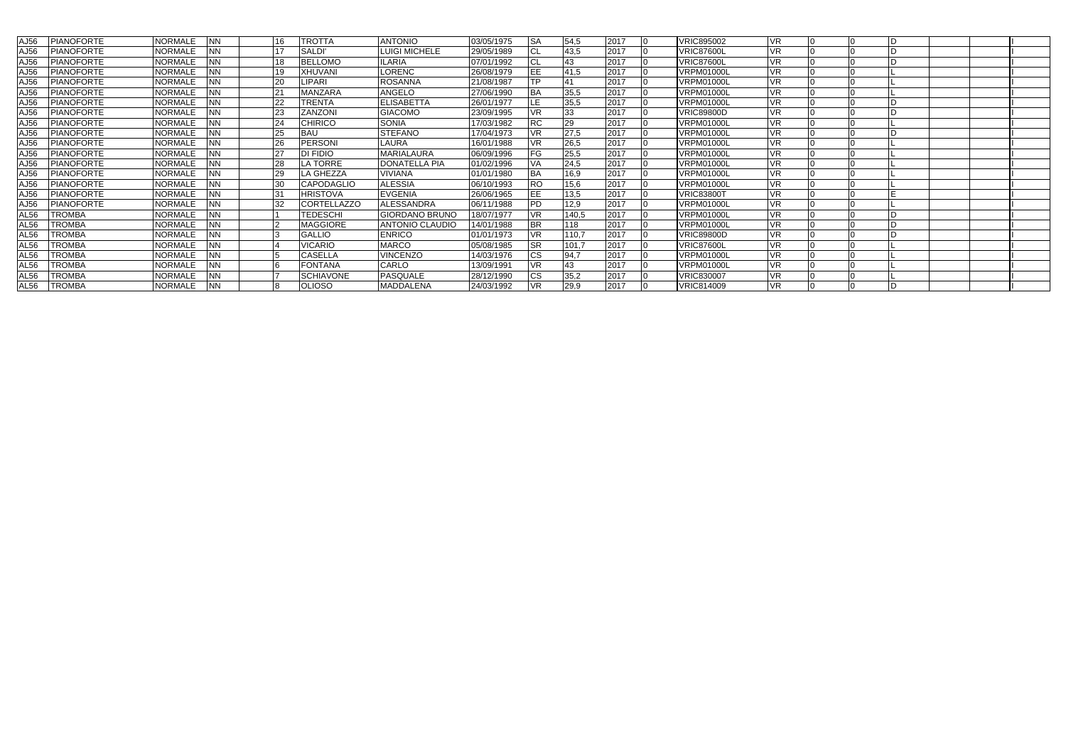| | | | | | | | | | | | | | | | | | | | | |
|---|---|---|---|---|---|---|---|---|---|---|---|---|---|---|---|---|---|---|---|---|
| AJ56 | PIANOFORTE | NORMALE | NN | | 16 | TROTTA | ANTONIO | 03/05/1975 | SA | 54,5 | 2017 | 0 | VRIC895002 | VR | 0 | 0 | D | | | I |
| AJ56 | PIANOFORTE | NORMALE | NN | | 17 | SALDI' | LUIGI MICHELE | 29/05/1989 | CL | 43,5 | 2017 | 0 | VRIC87600L | VR | 0 | 0 | D | | | I |
| AJ56 | PIANOFORTE | NORMALE | NN | | 18 | BELLOMO | ILARIA | 07/01/1992 | CL | 43 | 2017 | 0 | VRIC87600L | VR | 0 | 0 | D | | | I |
| AJ56 | PIANOFORTE | NORMALE | NN | | 19 | XHUVANI | LORENC | 26/08/1979 | EE | 41,5 | 2017 | 0 | VRPM01000L | VR | 0 | 0 | L | | | I |
| AJ56 | PIANOFORTE | NORMALE | NN | | 20 | LIPARI | ROSANNA | 21/08/1987 | TP | 41 | 2017 | 0 | VRPM01000L | VR | 0 | 0 | L | | | I |
| AJ56 | PIANOFORTE | NORMALE | NN | | 21 | MANZARA | ANGELO | 27/06/1990 | BA | 35,5 | 2017 | 0 | VRPM01000L | VR | 0 | 0 | L | | | I |
| AJ56 | PIANOFORTE | NORMALE | NN | | 22 | TRENTA | ELISABETTA | 26/01/1977 | LE | 35,5 | 2017 | 0 | VRPM01000L | VR | 0 | 0 | D | | | I |
| AJ56 | PIANOFORTE | NORMALE | NN | | 23 | ZANZONI | GIACOMO | 23/09/1995 | VR | 33 | 2017 | 0 | VRIC89800D | VR | 0 | 0 | D | | | I |
| AJ56 | PIANOFORTE | NORMALE | NN | | 24 | CHIRICO | SONIA | 17/03/1982 | RC | 29 | 2017 | 0 | VRPM01000L | VR | 0 | 0 | L | | | I |
| AJ56 | PIANOFORTE | NORMALE | NN | | 25 | BAU | STEFANO | 17/04/1973 | VR | 27,5 | 2017 | 0 | VRPM01000L | VR | 0 | 0 | D | | | I |
| AJ56 | PIANOFORTE | NORMALE | NN | | 26 | PERSONI | LAURA | 16/01/1988 | VR | 26,5 | 2017 | 0 | VRPM01000L | VR | 0 | 0 | L | | | I |
| AJ56 | PIANOFORTE | NORMALE | NN | | 27 | DI FIDIO | MARIALAURA | 06/09/1996 | FG | 25,5 | 2017 | 0 | VRPM01000L | VR | 0 | 0 | L | | | I |
| AJ56 | PIANOFORTE | NORMALE | NN | | 28 | LA TORRE | DONATELLA PIA | 01/02/1996 | VA | 24,5 | 2017 | 0 | VRPM01000L | VR | 0 | 0 | L | | | I |
| AJ56 | PIANOFORTE | NORMALE | NN | | 29 | LA GHEZZA | VIVIANA | 01/01/1980 | BA | 16,9 | 2017 | 0 | VRPM01000L | VR | 0 | 0 | L | | | I |
| AJ56 | PIANOFORTE | NORMALE | NN | | 30 | CAPODAGLIO | ALESSIA | 06/10/1993 | RO | 15,6 | 2017 | 0 | VRPM01000L | VR | 0 | 0 | L | | | I |
| AJ56 | PIANOFORTE | NORMALE | NN | | 31 | HRISTOVA | EVGENIA | 26/06/1965 | EE | 13,5 | 2017 | 0 | VRIC83800T | VR | 0 | 0 | E | | | I |
| AJ56 | PIANOFORTE | NORMALE | NN | | 32 | CORTELLAZZO | ALESSANDRA | 06/11/1988 | PD | 12,9 | 2017 | 0 | VRPM01000L | VR | 0 | 0 | L | | | I |
| AL56 | TROMBA | NORMALE | NN | | 1 | TEDESCHI | GIORDANO BRUNO | 18/07/1977 | VR | 140,5 | 2017 | 0 | VRPM01000L | VR | 0 | 0 | D | | | I |
| AL56 | TROMBA | NORMALE | NN | | 2 | MAGGIORE | ANTONIO CLAUDIO | 14/01/1988 | BR | 118 | 2017 | 0 | VRPM01000L | VR | 0 | 0 | D | | | I |
| AL56 | TROMBA | NORMALE | NN | | 3 | GALLIO | ENRICO | 01/01/1973 | VR | 110,7 | 2017 | 0 | VRIC89800D | VR | 0 | 0 | D | | | I |
| AL56 | TROMBA | NORMALE | NN | | 4 | VICARIO | MARCO | 05/08/1985 | SR | 101,7 | 2017 | 0 | VRIC87600L | VR | 0 | 0 | L | | | I |
| AL56 | TROMBA | NORMALE | NN | | 5 | CASELLA | VINCENZO | 14/03/1976 | CS | 94,7 | 2017 | 0 | VRPM01000L | VR | 0 | 0 | L | | | I |
| AL56 | TROMBA | NORMALE | NN | | 6 | FONTANA | CARLO | 13/09/1991 | VR | 43 | 2017 | 0 | VRPM01000L | VR | 0 | 0 | L | | | I |
| AL56 | TROMBA | NORMALE | NN | | 7 | SCHIAVONE | PASQUALE | 28/12/1990 | CS | 35,2 | 2017 | 0 | VRIC830007 | VR | 0 | 0 | L | | | I |
| AL56 | TROMBA | NORMALE | NN | | 8 | OLIOSO | MADDALENA | 24/03/1992 | VR | 29,9 | 2017 | 0 | VRIC814009 | VR | 0 | 0 | D | | | I |